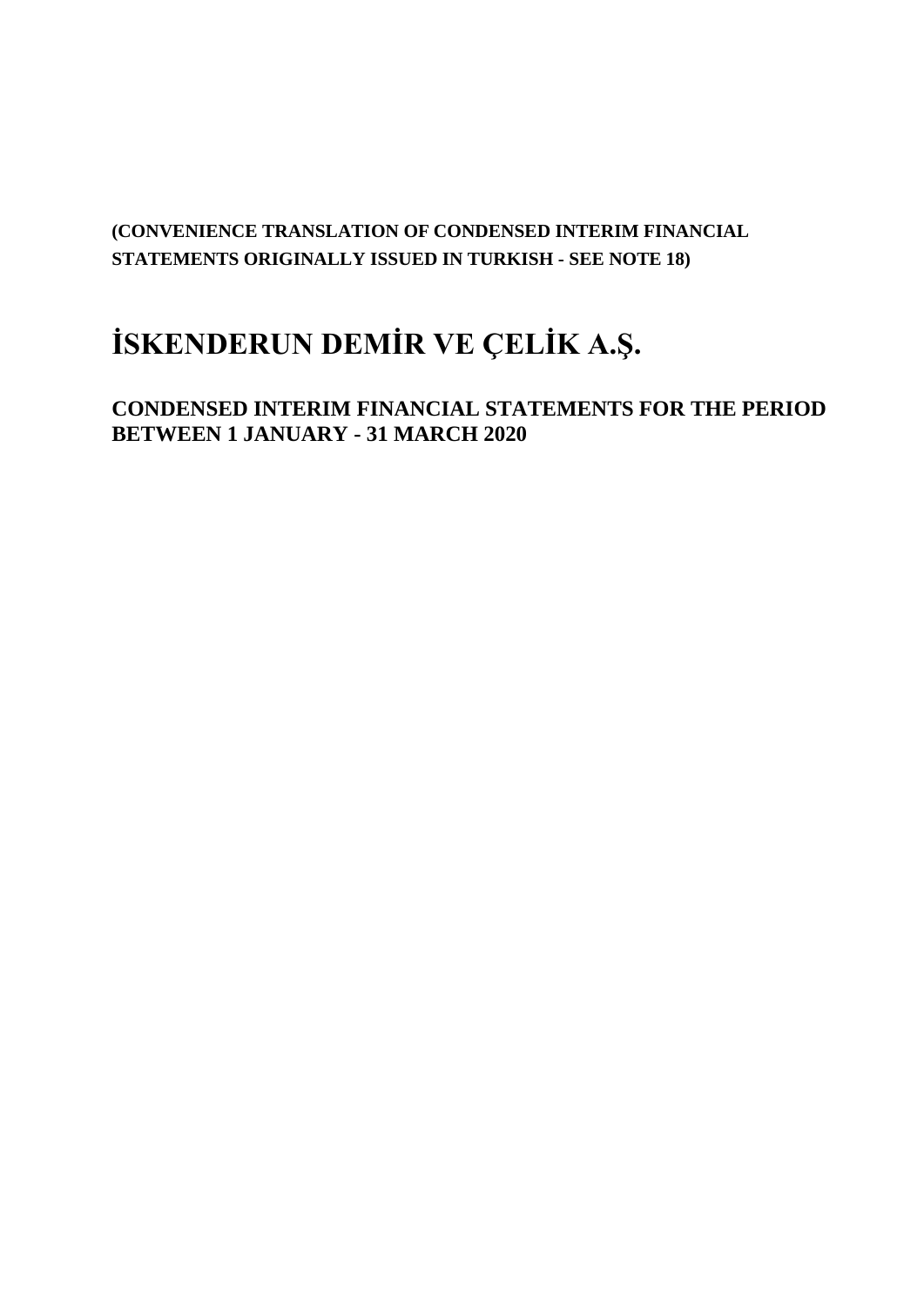**(CONVENIENCE TRANSLATION OF CONDENSED INTERIM FINANCIAL STATEMENTS ORIGINALLY ISSUED IN TURKISH - SEE NOTE 18)**

# İSKENDERUN DEMİR VE ÇELİK A.Ş.

## CONDENSED INTERIM FINANCIAL STATEMENTS FOR THE PERIOD BETWEEN 1 JANUARY - 31 MARCH 2020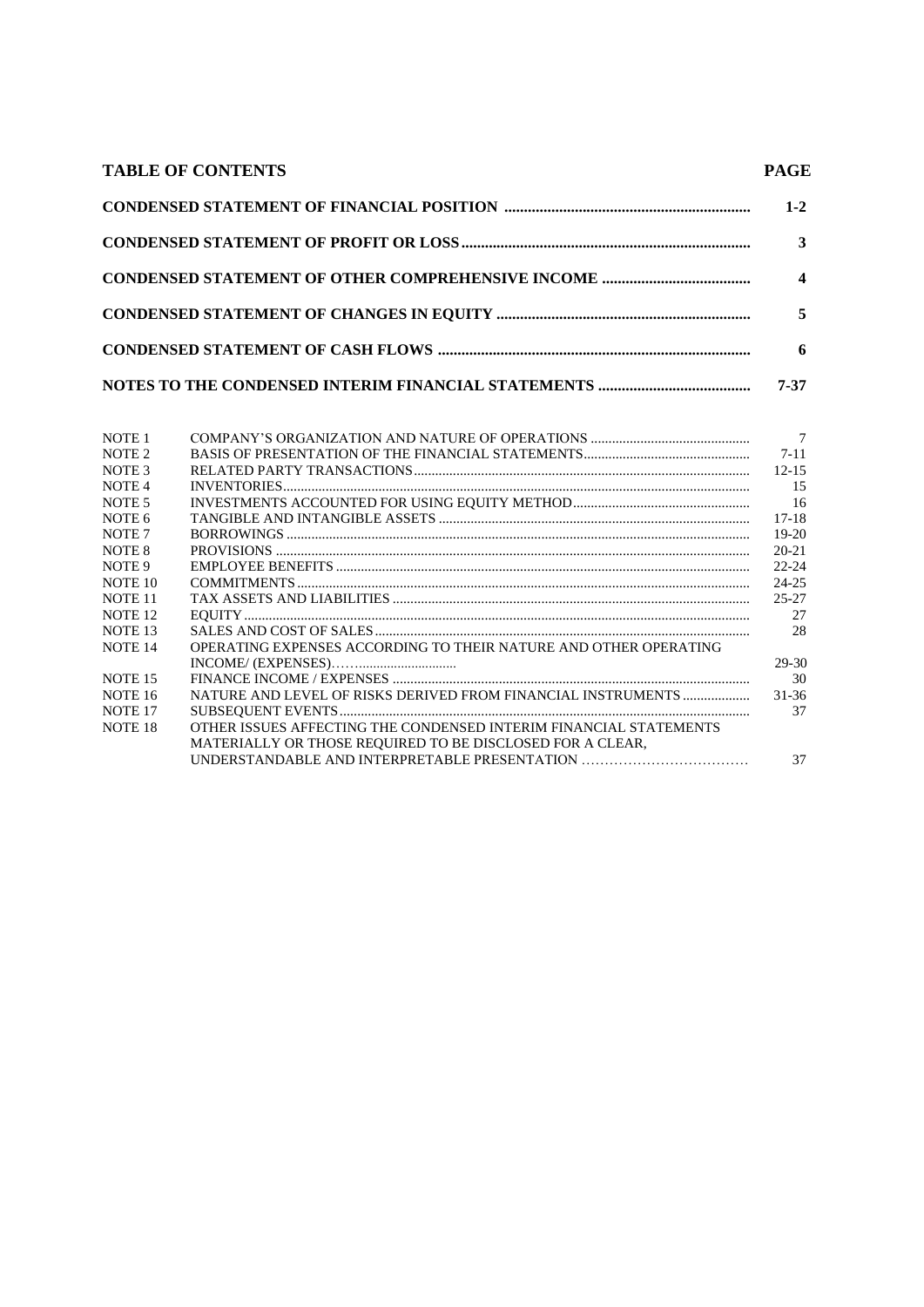| **TABLE OF CONTENTS** | **PAGE** |
|---|---|
| **CONDENSED STATEMENT OF FINANCIAL POSITION** | **1-2** |
| **CONDENSED STATEMENT OF PROFIT OR LOSS** | **3** |
| **CONDENSED STATEMENT OF OTHER COMPREHENSIVE INCOME** | **4** |
| **CONDENSED STATEMENT OF CHANGES IN EQUITY** | **5** |
| **CONDENSED STATEMENT OF CASH FLOWS** | **6** |
| **NOTES TO THE CONDENSED INTERIM FINANCIAL STATEMENTS** | **7-37** |

| | | |
|---|---|---|
| NOTE 1 | COMPANY'S ORGANIZATION AND NATURE OF OPERATIONS | 7 |
| NOTE 2 | BASIS OF PRESENTATION OF THE FINANCIAL STATEMENTS | 7-11 |
| NOTE 3 | RELATED PARTY TRANSACTIONS | 12-15 |
| NOTE 4 | INVENTORIES | 15 |
| NOTE 5 | INVESTMENTS ACCOUNTED FOR USING EQUITY METHOD | 16 |
| NOTE 6 | TANGIBLE AND INTANGIBLE ASSETS | 17-18 |
| NOTE 7 | BORROWINGS | 19-20 |
| NOTE 8 | PROVISIONS | 20-21 |
| NOTE 9 | EMPLOYEE BENEFITS | 22-24 |
| NOTE 10 | COMMITMENTS | 24-25 |
| NOTE 11 | TAX ASSETS AND LIABILITIES | 25-27 |
| NOTE 12 | EQUITY | 27 |
| NOTE 13 | SALES AND COST OF SALES | 28 |
| NOTE 14 | OPERATING EXPENSES ACCORDING TO THEIR NATURE AND OTHER OPERATING INCOME/ (EXPENSES) | 29-30 |
| NOTE 15 | FINANCE INCOME / EXPENSES | 30 |
| NOTE 16 | NATURE AND LEVEL OF RISKS DERIVED FROM FINANCIAL INSTRUMENTS | 31-36 |
| NOTE 17 | SUBSEQUENT EVENTS | 37 |
| NOTE 18 | OTHER ISSUES AFFECTING THE CONDENSED INTERIM FINANCIAL STATEMENTS MATERIALLY OR THOSE REQUIRED TO BE DISCLOSED FOR A CLEAR, UNDERSTANDABLE AND INTERPRETABLE PRESENTATION | 37 |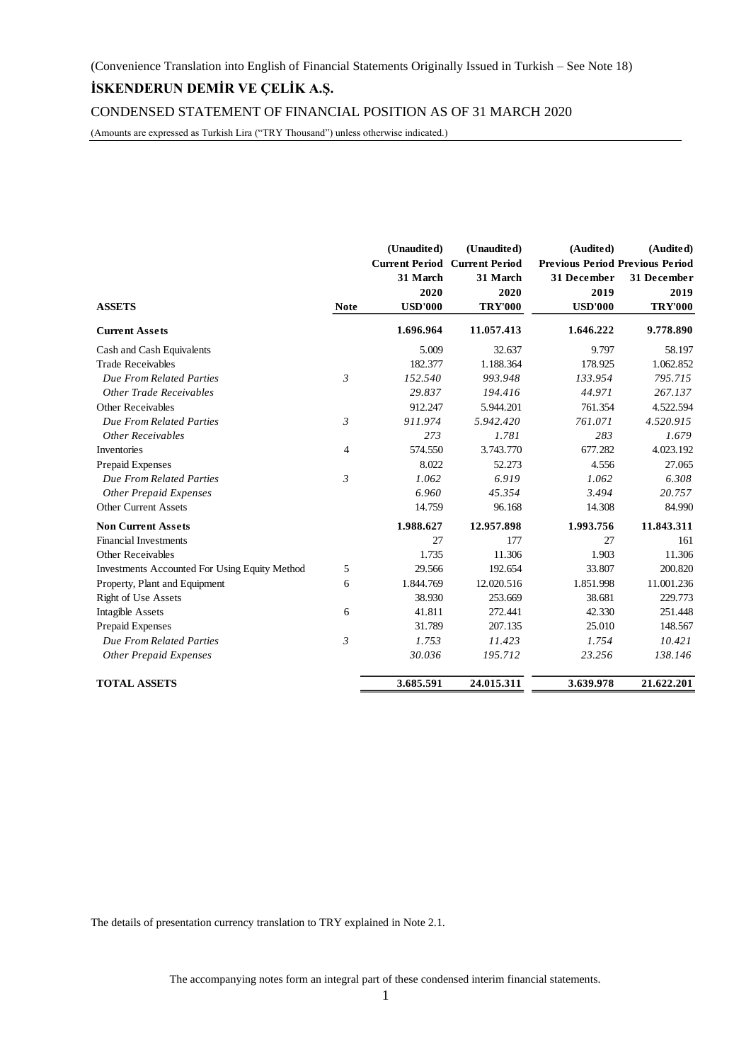(Convenience Translation into English of Financial Statements Originally Issued in Turkish – See Note 18)

# İSKENDERUN DEMİR VE ÇELİK A.Ş.

## CONDENSED STATEMENT OF FINANCIAL POSITION AS OF 31 MARCH 2020

(Amounts are expressed as Turkish Lira ("TRY Thousand") unless otherwise indicated.)

| | | (Unaudited) | (Unaudited) | (Audited) | (Audited) |
|---|---|---|---|---|---|
| | | Current Period | Current Period | Previous Period | Previous Period |
| | | 31 March 2020 | 31 March 2020 | 31 December 2019 | 31 December 2019 |
| **ASSETS** | **Note** | **USD'000** | **TRY'000** | **USD'000** | **TRY'000** |
| **Current Assets** | | **1.696.964** | **11.057.413** | **1.646.222** | **9.778.890** |
| Cash and Cash Equivalents | | 5.009 | 32.637 | 9.797 | 58.197 |
| Trade Receivables | | 182.377 | 1.188.364 | 178.925 | 1.062.852 |
| *Due From Related Parties* | *3* | *152.540* | *993.948* | *133.954* | *795.715* |
| *Other Trade Receivables* | | *29.837* | *194.416* | *44.971* | *267.137* |
| Other Receivables | | 912.247 | 5.944.201 | 761.354 | 4.522.594 |
| *Due From Related Parties* | *3* | *911.974* | *5.942.420* | *761.071* | *4.520.915* |
| *Other Receivables* | | *273* | *1.781* | *283* | *1.679* |
| Inventories | 4 | 574.550 | 3.743.770 | 677.282 | 4.023.192 |
| Prepaid Expenses | | 8.022 | 52.273 | 4.556 | 27.065 |
| *Due From Related Parties* | *3* | *1.062* | *6.919* | *1.062* | *6.308* |
| *Other Prepaid Expenses* | | *6.960* | *45.354* | *3.494* | *20.757* |
| Other Current Assets | | 14.759 | 96.168 | 14.308 | 84.990 |
| **Non Current Assets** | | **1.988.627** | **12.957.898** | **1.993.756** | **11.843.311** |
| Financial Investments | | 27 | 177 | 27 | 161 |
| Other Receivables | | 1.735 | 11.306 | 1.903 | 11.306 |
| Investments Accounted For Using Equity Method | 5 | 29.566 | 192.654 | 33.807 | 200.820 |
| Property, Plant and Equipment | 6 | 1.844.769 | 12.020.516 | 1.851.998 | 11.001.236 |
| Right of Use Assets | | 38.930 | 253.669 | 38.681 | 229.773 |
| Intagible Assets | 6 | 41.811 | 272.441 | 42.330 | 251.448 |
| Prepaid Expenses | | 31.789 | 207.135 | 25.010 | 148.567 |
| *Due From Related Parties* | *3* | *1.753* | *11.423* | *1.754* | *10.421* |
| *Other Prepaid Expenses* | | *30.036* | *195.712* | *23.256* | *138.146* |
| **TOTAL ASSETS** | | **3.685.591** | **24.015.311** | **3.639.978** | **21.622.201** |

The details of presentation currency translation to TRY explained in Note 2.1.

The accompanying notes form an integral part of these condensed interim financial statements.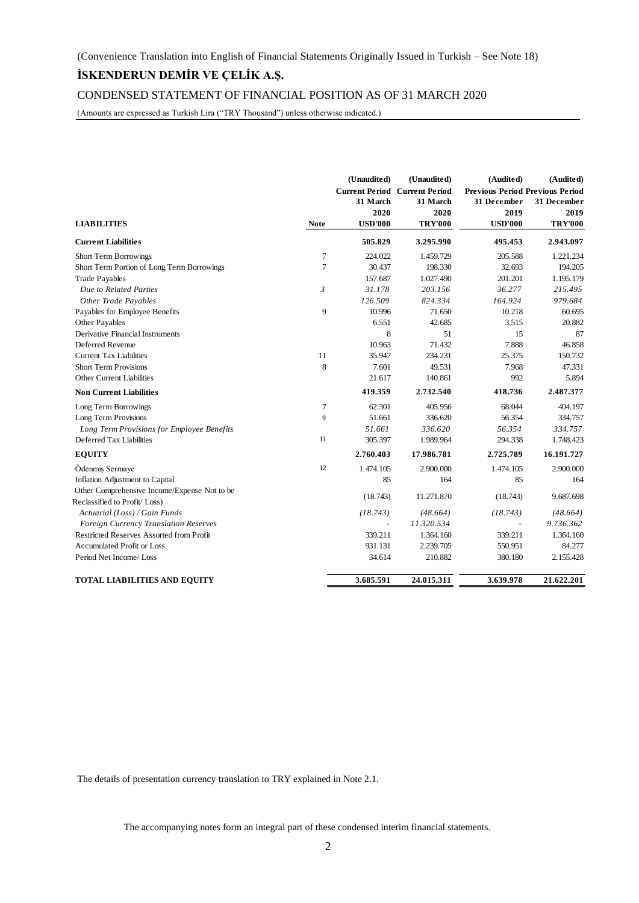(Convenience Translation into English of Financial Statements Originally Issued in Turkish – See Note 18)

# İSKENDERUN DEMİR VE ÇELİK A.Ş.

## CONDENSED STATEMENT OF FINANCIAL POSITION AS OF 31 MARCH 2020

(Amounts are expressed as Turkish Lira ("TRY Thousand") unless otherwise indicated.)

| LIABILITIES | Note | (Unaudited) Current Period 31 March 2020 USD'000 | (Unaudited) Current Period 31 March 2020 TRY'000 | (Audited) Previous Period 31 December 2019 USD'000 | (Audited) Previous Period 31 December 2019 TRY'000 |
|---|---|---|---|---|---|
| **Current Liabilities** | | **505.829** | **3.295.990** | **495.453** | **2.943.097** |
| Short Term Borrowings | 7 | 224.022 | 1.459.729 | 205.588 | 1.221.234 |
| Short Term Portion of Long Term Borrowings | 7 | 30.437 | 198.330 | 32.693 | 194.205 |
| Trade Payables | | 157.687 | 1.027.490 | 201.201 | 1.195.179 |
| *Due to Related Parties* | *3* | *31.178* | *203.156* | *36.277* | *215.495* |
| *Other Trade Payables* | | *126.509* | *824.334* | *164.924* | *979.684* |
| Payables for Employee Benefits | 9 | 10.996 | 71.650 | 10.218 | 60.695 |
| Other Payables | | 6.551 | 42.685 | 3.515 | 20.882 |
| Derivative Financial Instruments | | 8 | 51 | 15 | 87 |
| Deferred Revenue | | 10.963 | 71.432 | 7.888 | 46.858 |
| Current Tax Liabilities | 11 | 35.947 | 234.231 | 25.375 | 150.732 |
| Short Term Provisions | 8 | 7.601 | 49.531 | 7.968 | 47.331 |
| Other Current Liabilities | | 21.617 | 140.861 | 992 | 5.894 |
| **Non Current Liabilities** | | **419.359** | **2.732.540** | **418.736** | **2.487.377** |
| Long Term Borrowings | 7 | 62.301 | 405.956 | 68.044 | 404.197 |
| Long Term Provisions | 9 | 51.661 | 336.620 | 56.354 | 334.757 |
| *Long Term Provisions for Employee Benefits* | | *51.661* | *336.620* | *56.354* | *334.757* |
| Deferred Tax Liabilities | 11 | 305.397 | 1.989.964 | 294.338 | 1.748.423 |
| **EQUITY** | | **2.760.403** | **17.986.781** | **2.725.789** | **16.191.727** |
| Ödenmiş Sermaye | 12 | 1.474.105 | 2.900.000 | 1.474.105 | 2.900.000 |
| Inflation Adjustment to Capital | | 85 | 164 | 85 | 164 |
| Other Comprehensive Income/Expense Not to be Reclassified to Profit/ Loss) | | (18.743) | 11.271.870 | (18.743) | 9.687.698 |
| *Actuarial (Loss) / Gain Funds* | | *(18.743)* | *(48.664)* | *(18.743)* | *(48.664)* |
| *Foreign Currency Translation Reserves* | | - | *11.320.534* | - | *9.736.362* |
| Restricted Reserves Assorted from Profit | | 339.211 | 1.364.160 | 339.211 | 1.364.160 |
| Accumulated Profit or Loss | | 931.131 | 2.239.705 | 550.951 | 84.277 |
| Period Net Income/ Loss | | 34.614 | 210.882 | 380.180 | 2.155.428 |
| **TOTAL LIABILITIES AND EQUITY** | | **3.685.591** | **24.015.311** | **3.639.978** | **21.622.201** |

The details of presentation currency translation to TRY explained in Note 2.1.

The accompanying notes form an integral part of these condensed interim financial statements.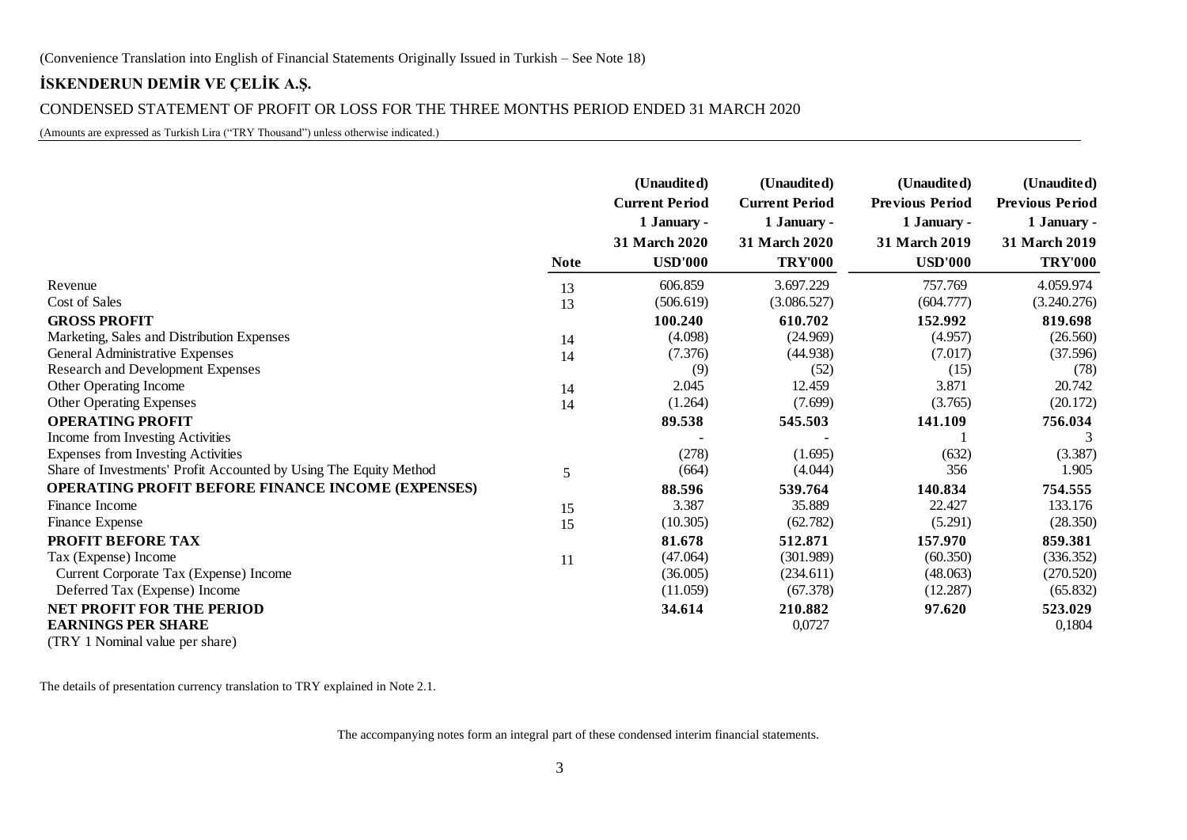(Convenience Translation into English of Financial Statements Originally Issued in Turkish – See Note 18)

# İSKENDERUN DEMİR VE ÇELİK A.Ş.

## CONDENSED STATEMENT OF PROFIT OR LOSS FOR THE THREE MONTHS PERIOD ENDED 31 MARCH 2020

(Amounts are expressed as Turkish Lira ("TRY Thousand") unless otherwise indicated.)

| | Note | (Unaudited) Current Period 1 January - 31 March 2020 USD'000 | (Unaudited) Current Period 1 January - 31 March 2020 TRY'000 | (Unaudited) Previous Period 1 January - 31 March 2019 USD'000 | (Unaudited) Previous Period 1 January - 31 March 2019 TRY'000 |
|---|---|---|---|---|---|
| Revenue | 13 | 606.859 | 3.697.229 | 757.769 | 4.059.974 |
| Cost of Sales | 13 | (506.619) | (3.086.527) | (604.777) | (3.240.276) |
| **GROSS PROFIT** | | **100.240** | **610.702** | **152.992** | **819.698** |
| Marketing, Sales and Distribution Expenses | 14 | (4.098) | (24.969) | (4.957) | (26.560) |
| General Administrative Expenses | 14 | (7.376) | (44.938) | (7.017) | (37.596) |
| Research and Development Expenses | | (9) | (52) | (15) | (78) |
| Other Operating Income | 14 | 2.045 | 12.459 | 3.871 | 20.742 |
| Other Operating Expenses | 14 | (1.264) | (7.699) | (3.765) | (20.172) |
| **OPERATING PROFIT** | | **89.538** | **545.503** | **141.109** | **756.034** |
| Income from Investing Activities | | - | - | 1 | 3 |
| Expenses from Investing Activities | | (278) | (1.695) | (632) | (3.387) |
| Share of Investments' Profit Accounted by Using The Equity Method | 5 | (664) | (4.044) | 356 | 1.905 |
| **OPERATING PROFIT BEFORE FINANCE INCOME (EXPENSES)** | | **88.596** | **539.764** | **140.834** | **754.555** |
| Finance Income | 15 | 3.387 | 35.889 | 22.427 | 133.176 |
| Finance Expense | 15 | (10.305) | (62.782) | (5.291) | (28.350) |
| **PROFIT BEFORE TAX** | | **81.678** | **512.871** | **157.970** | **859.381** |
| Tax (Expense) Income | 11 | (47.064) | (301.989) | (60.350) | (336.352) |
| Current Corporate Tax (Expense) Income | | (36.005) | (234.611) | (48.063) | (270.520) |
| Deferred Tax (Expense) Income | | (11.059) | (67.378) | (12.287) | (65.832) |
| **NET PROFIT FOR THE PERIOD** | | **34.614** | **210.882** | **97.620** | **523.029** |
| **EARNINGS PER SHARE** | | | 0,0727 | | 0,1804 |
| (TRY 1 Nominal value per share) | | | | | |

The details of presentation currency translation to TRY explained in Note 2.1.

The accompanying notes form an integral part of these condensed interim financial statements.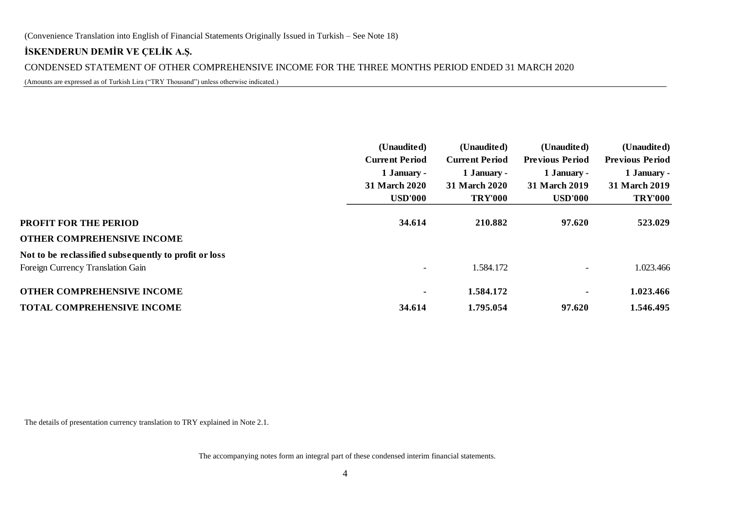(Convenience Translation into English of Financial Statements Originally Issued in Turkish – See Note 18)

**İSKENDERUN DEMİR VE ÇELİK A.Ş.**

CONDENSED STATEMENT OF OTHER COMPREHENSIVE INCOME FOR THE THREE MONTHS PERIOD ENDED 31 MARCH 2020

(Amounts are expressed as of Turkish Lira ("TRY Thousand") unless otherwise indicated.)

| | (Unaudited) Current Period 1 January - 31 March 2020 USD'000 | (Unaudited) Current Period 1 January - 31 March 2020 TRY'000 | (Unaudited) Previous Period 1 January - 31 March 2019 USD'000 | (Unaudited) Previous Period 1 January - 31 March 2019 TRY'000 |
|---|---|---|---|---|
| **PROFIT FOR THE PERIOD** | **34.614** | **210.882** | **97.620** | **523.029** |
| **OTHER COMPREHENSIVE INCOME** | | | | |
| **Not to be reclassified subsequently to profit or loss** | | | | |
| Foreign Currency Translation Gain | - | 1.584.172 | - | 1.023.466 |
| **OTHER COMPREHENSIVE INCOME** | **-** | **1.584.172** | **-** | **1.023.466** |
| **TOTAL COMPREHENSIVE INCOME** | **34.614** | **1.795.054** | **97.620** | **1.546.495** |

The details of presentation currency translation to TRY explained in Note 2.1.

The accompanying notes form an integral part of these condensed interim financial statements.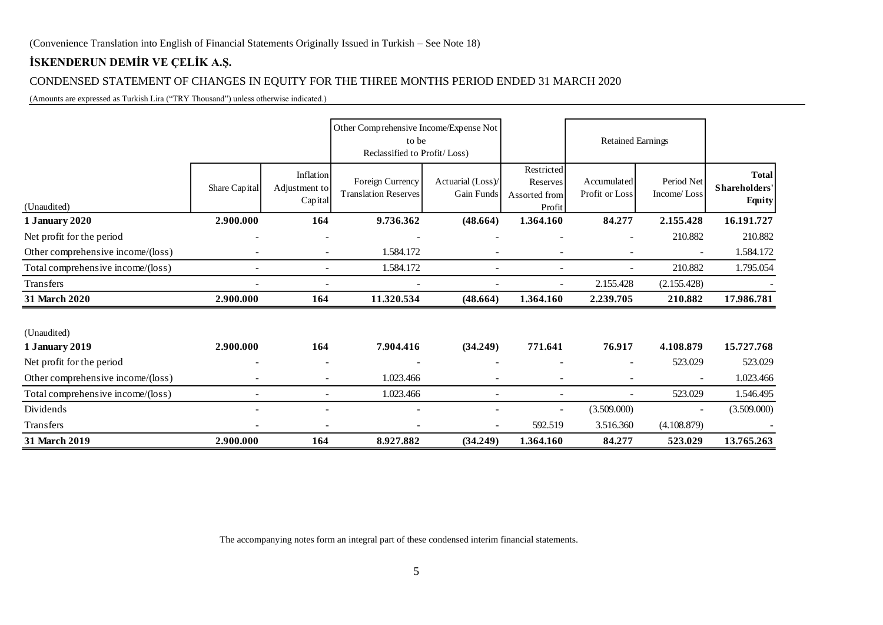(Convenience Translation into English of Financial Statements Originally Issued in Turkish – See Note 18)

# İSKENDERUN DEMİR VE ÇELİK A.Ş.

## CONDENSED STATEMENT OF CHANGES IN EQUITY FOR THE THREE MONTHS PERIOD ENDED 31 MARCH 2020

(Amounts are expressed as Turkish Lira ("TRY Thousand") unless otherwise indicated.)

| | | | Other Comprehensive Income/Expense Not to be Reclassified to Profit/ Loss) | | | Retained Earnings | | |
|---|---|---|---|---|---|---|---|---|
| (Unaudited) | Share Capital | Inflation Adjustment to Capital | Foreign Currency Translation Reserves | Actuarial (Loss)/ Gain Funds | Restricted Reserves Assorted from Profit | Accumulated Profit or Loss | Period Net Income/ Loss | Total Shareholders' Equity |
| **1 January 2020** | **2.900.000** | **164** | **9.736.362** | **(48.664)** | **1.364.160** | **84.277** | **2.155.428** | **16.191.727** |
| Net profit for the period | - | - | - | - | - | - | 210.882 | 210.882 |
| Other comprehensive income/(loss) | - | - | 1.584.172 | - | - | - | - | 1.584.172 |
| Total comprehensive income/(loss) | - | - | 1.584.172 | - | - | - | 210.882 | 1.795.054 |
| Transfers | - | - | - | - | - | 2.155.428 | (2.155.428) | - |
| **31 March 2020** | **2.900.000** | **164** | **11.320.534** | **(48.664)** | **1.364.160** | **2.239.705** | **210.882** | **17.986.781** |
| (Unaudited) | | | | | | | | |
| **1 January 2019** | **2.900.000** | **164** | **7.904.416** | **(34.249)** | **771.641** | **76.917** | **4.108.879** | **15.727.768** |
| Net profit for the period | - | - | - | - | - | - | 523.029 | 523.029 |
| Other comprehensive income/(loss) | - | - | 1.023.466 | - | - | - | - | 1.023.466 |
| Total comprehensive income/(loss) | - | - | 1.023.466 | - | - | - | 523.029 | 1.546.495 |
| Dividends | - | - | - | - | - | (3.509.000) | - | (3.509.000) |
| Transfers | - | - | - | - | 592.519 | 3.516.360 | (4.108.879) | - |
| **31 March 2019** | **2.900.000** | **164** | **8.927.882** | **(34.249)** | **1.364.160** | **84.277** | **523.029** | **13.765.263** |

The accompanying notes form an integral part of these condensed interim financial statements.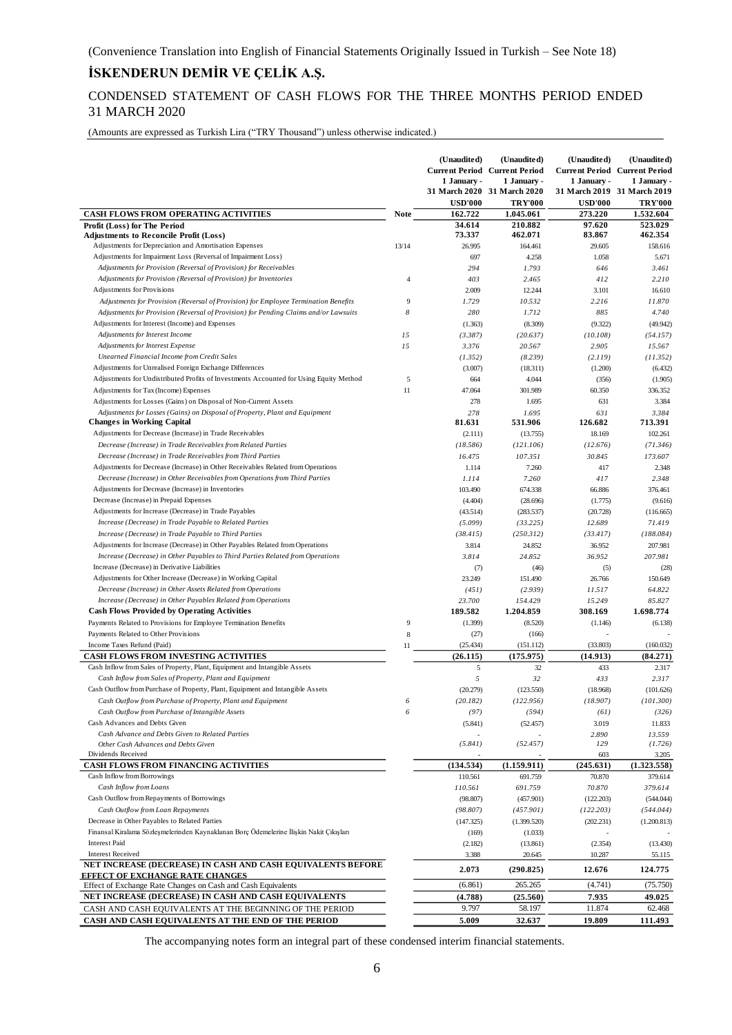(Convenience Translation into English of Financial Statements Originally Issued in Turkish – See Note 18)

# İSKENDERUN DEMİR VE ÇELİK A.Ş.

## CONDENSED STATEMENT OF CASH FLOWS FOR THE THREE MONTHS PERIOD ENDED 31 MARCH 2020

(Amounts are expressed as Turkish Lira ("TRY Thousand") unless otherwise indicated.)

| | Note | (Unaudited) Current Period 1 January - 31 March 2020 USD'000 | (Unaudited) Current Period 1 January - 31 March 2020 TRY'000 | (Unaudited) Current Period 1 January - 31 March 2019 USD'000 | (Unaudited) Current Period 1 January - 31 March 2019 TRY'000 |
|---|---|---|---|---|---|
| **CASH FLOWS FROM OPERATING ACTIVITIES** | | **162.722** | **1.045.061** | **273.220** | **1.532.604** |
| **Profit (Loss) for The Period** | | **34.614** | **210.882** | **97.620** | **523.029** |
| **Adjustments to Reconcile Profit (Loss)** | | **73.337** | **462.071** | **83.867** | **462.354** |
| Adjustments for Depreciation and Amortisation Expenses | 13/14 | 26.995 | 164.461 | 29.605 | 158.616 |
| Adjustments for Impairment Loss (Reversal of Impairment Loss) | | 697 | 4.258 | 1.058 | 5.671 |
| *Adjustments for Provision (Reversal of Provision) for Receivables* | | *294* | *1.793* | *646* | *3.461* |
| *Adjustments for Provision (Reversal of Provision) for Inventories* | 4 | *403* | *2.465* | *412* | *2.210* |
| Adjustments for Provisions | | 2.009 | 12.244 | 3.101 | 16.610 |
| *Adjustments for Provision (Reversal of Provision) for Employee Termination Benefits* | 9 | *1.729* | *10.532* | *2.216* | *11.870* |
| *Adjustments for Provision (Reversal of Provision) for Pending Claims and/or Lawsuits* | 8 | *280* | *1.712* | *885* | *4.740* |
| Adjustments for Interest (Income) and Expenses | | (1.363) | (8.309) | (9.322) | (49.942) |
| *Adjustments for Interest Income* | 15 | *(3.387)* | *(20.637)* | *(10.108)* | *(54.157)* |
| *Adjustments for Interest Expense* | 15 | *3.376* | *20.567* | *2.905* | *15.567* |
| *Unearned Financial Income from Credit Sales* | | *(1.352)* | *(8.239)* | *(2.119)* | *(11.352)* |
| Adjustments for Unrealised Foreign Exchange Differences | | (3.007) | (18.311) | (1.200) | (6.432) |
| Adjustments for Undistributed Profits of Investments Accounted for Using Equity Method | 5 | 664 | 4.044 | (356) | (1.905) |
| Adjustments for Tax (Income) Expenses | 11 | 47.064 | 301.989 | 60.350 | 336.352 |
| Adjustments for Losses (Gains) on Disposal of Non-Current Assets | | 278 | 1.695 | 631 | 3.384 |
| *Adjustments for Losses (Gains) on Disposal of Property, Plant and Equipment* | | *278* | *1.695* | *631* | *3.384* |
| **Changes in Working Capital** | | **81.631** | **531.906** | **126.682** | **713.391** |
| Adjustments for Decrease (Increase) in Trade Receivables | | (2.111) | (13.755) | 18.169 | 102.261 |
| *Decrease (Increase) in Trade Receivables from Related Parties* | | *(18.586)* | *(121.106)* | *(12.676)* | *(71.346)* |
| *Decrease (Increase) in Trade Receivables from Third Parties* | | *16.475* | *107.351* | *30.845* | *173.607* |
| Adjustments for Decrease (Increase) in Other Receivables Related from Operations | | 1.114 | 7.260 | 417 | 2.348 |
| *Decrease (Increase) in Other Receivables from Operations from Third Parties* | | *1.114* | *7.260* | *417* | *2.348* |
| Adjustments for Decrease (Increase) in Inventories | | 103.490 | 674.338 | 66.886 | 376.461 |
| Decrease (Increase) in Prepaid Expenses | | (4.404) | (28.696) | (1.775) | (9.616) |
| Adjustments for Increase (Decrease) in Trade Payables | | (43.514) | (283.537) | (20.728) | (116.665) |
| *Increase (Decrease) in Trade Payable to Related Parties* | | *(5.099)* | *(33.225)* | *12.689* | *71.419* |
| *Increase (Decrease) in Trade Payable to Third Parties* | | *(38.415)* | *(250.312)* | *(33.417)* | *(188.084)* |
| Adjustments for Increase (Decrease) in Other Payables Related from Operations | | 3.814 | 24.852 | 36.952 | 207.981 |
| *Increase (Decrease) in Other Payables to Third Parties Related from Operations* | | *3.814* | *24.852* | *36.952* | *207.981* |
| Increase (Decrease) in Derivative Liabilities | | (7) | (46) | (5) | (28) |
| Adjustments for Other Increase (Decrease) in Working Capital | | 23.249 | 151.490 | 26.766 | 150.649 |
| *Decrease (Increase) in Other Assets Related from Operations* | | *(451)* | *(2.939)* | *11.517* | *64.822* |
| *Increase (Decrease) in Other Payables Related from Operations* | | *23.700* | *154.429* | *15.249* | *85.827* |
| **Cash Flows Provided by Operating Activities** | | **189.582** | **1.204.859** | **308.169** | **1.698.774** |
| Payments Related to Provisions for Employee Termination Benefits | 9 | (1.399) | (8.520) | (1.146) | (6.138) |
| Payments Related to Other Provisions | 8 | (27) | (166) | - | - |
| Income Taxes Refund (Paid) | 11 | (25.434) | (151.112) | (33.803) | (160.032) |
| **CASH FLOWS FROM INVESTING ACTIVITIES** | | **(26.115)** | **(175.975)** | **(14.913)** | **(84.271)** |
| Cash Inflow from Sales of Property, Plant, Equipment and Intangible Assets | | 5 | 32 | 433 | 2.317 |
| *Cash Inflow from Sales of Property, Plant and Equipment* | | *5* | *32* | *433* | *2.317* |
| Cash Outflow from Purchase of Property, Plant, Equipment and Intangible Assets | | (20.279) | (123.550) | (18.968) | (101.626) |
| *Cash Outflow from Purchase of Property, Plant and Equipment* | 6 | *(20.182)* | *(122.956)* | *(18.907)* | *(101.300)* |
| *Cash Outflow from Purchase of Intangible Assets* | 6 | *(97)* | *(594)* | *(61)* | *(326)* |
| Cash Advances and Debts Given | | (5.841) | (52.457) | 3.019 | 11.833 |
| *Cash Advance and Debts Given to Related Parties* | | *-* | *-* | *2.890* | *13.559* |
| *Other Cash Advances and Debts Given* | | *(5.841)* | *(52.457)* | *129* | *(1.726)* |
| Dividends Received | | - | - | 603 | 3.205 |
| **CASH FLOWS FROM FINANCING ACTIVITIES** | | **(134.534)** | **(1.159.911)** | **(245.631)** | **(1.323.558)** |
| Cash Inflow from Borrowings | | 110.561 | 691.759 | 70.870 | 379.614 |
| *Cash Inflow from Loans* | | *110.561* | *691.759* | *70.870* | *379.614* |
| Cash Outflow from Repayments of Borrowings | | (98.807) | (457.901) | (122.203) | (544.044) |
| *Cash Outflow from Loan Repayments* | | *(98.807)* | *(457.901)* | *(122.203)* | *(544.044)* |
| Decrease in Other Payables to Related Parties | | (147.325) | (1.399.520) | (202.231) | (1.200.813) |
| Finansal Kiralama Sözleşmelerinden Kaynaklanan Borç Ödemelerine İlişkin Nakit Çıkışları | | (169) | (1.033) | - | - |
| Interest Paid | | (2.182) | (13.861) | (2.354) | (13.430) |
| Interest Received | | 3.388 | 20.645 | 10.287 | 55.115 |
| **NET INCREASE (DECREASE) IN CASH AND CASH EQUIVALENTS BEFORE EFFECT OF EXCHANGE RATE CHANGES** | | **2.073** | **(290.825)** | **12.676** | **124.775** |
| Effect of Exchange Rate Changes on Cash and Cash Equivalents | | (6.861) | 265.265 | (4.741) | (75.750) |
| **NET INCREASE (DECREASE) IN CASH AND CASH EQUIVALENTS** | | **(4.788)** | **(25.560)** | **7.935** | **49.025** |
| CASH AND CASH EQUIVALENTS AT THE BEGINNING OF THE PERIOD | | 9.797 | 58.197 | 11.874 | 62.468 |
| **CASH AND CASH EQUIVALENTS AT THE END OF THE PERIOD** | | **5.009** | **32.637** | **19.809** | **111.493** |

The accompanying notes form an integral part of these condensed interim financial statements.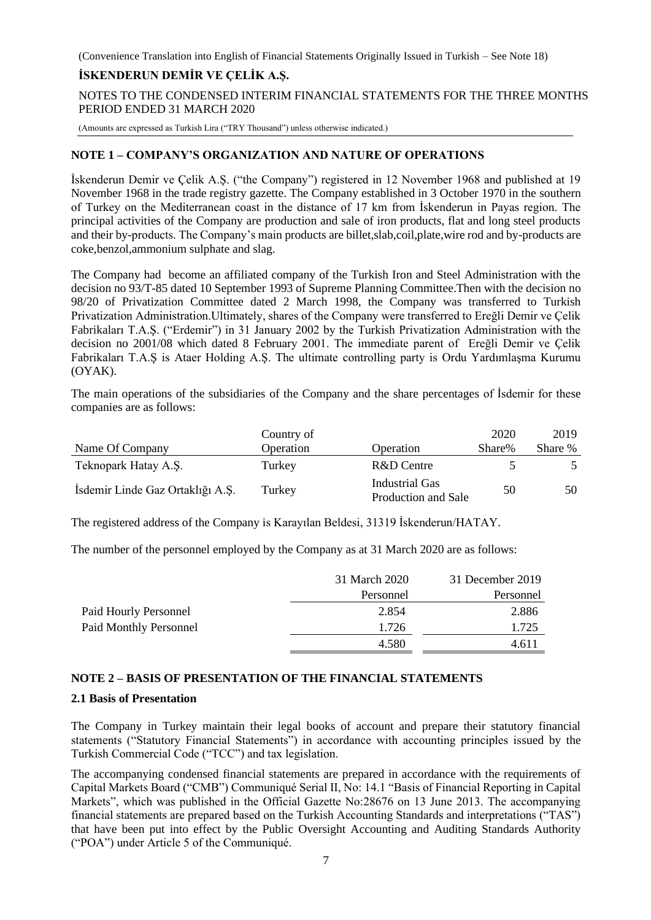## NOTE 1 – COMPANY'S ORGANIZATION AND NATURE OF OPERATIONS

İskenderun Demir ve Çelik A.Ş. ("the Company") registered in 12 November 1968 and published at 19 November 1968 in the trade registry gazette. The Company established in 3 October 1970 in the southern of Turkey on the Mediterranean coast in the distance of 17 km from İskenderun in Payas region. The principal activities of the Company are production and sale of iron products, flat and long steel products and their by-products. The Company's main products are billet,slab,coil,plate,wire rod and by-products are coke,benzol,ammonium sulphate and slag.

The Company had become an affiliated company of the Turkish Iron and Steel Administration with the decision no 93/T-85 dated 10 September 1993 of Supreme Planning Committee.Then with the decision no 98/20 of Privatization Committee dated 2 March 1998, the Company was transferred to Turkish Privatization Administration.Ultimately, shares of the Company were transferred to Ereğli Demir ve Çelik Fabrikaları T.A.Ş. ("Erdemir") in 31 January 2002 by the Turkish Privatization Administration with the decision no 2001/08 which dated 8 February 2001. The immediate parent of Ereğli Demir ve Çelik Fabrikaları T.A.Ş is Ataer Holding A.Ş. The ultimate controlling party is Ordu Yardımlaşma Kurumu (OYAK).

The main operations of the subsidiaries of the Company and the share percentages of İsdemir for these companies are as follows:

| Name Of Company | Country of Operation | Operation | 2020 Share% | 2019 Share % |
|---|---|---|---|---|
| Teknopark Hatay A.Ş. | Turkey | R&D Centre | 5 | 5 |
| İsdemir Linde Gaz Ortaklığı A.Ş. | Turkey | Industrial Gas Production and Sale | 50 | 50 |

The registered address of the Company is Karayılan Beldesi, 31319 İskenderun/HATAY.

The number of the personnel employed by the Company as at 31 March 2020 are as follows:

| | 31 March 2020 Personnel | 31 December 2019 Personnel |
|---|---|---|
| Paid Hourly Personnel | 2.854 | 2.886 |
| Paid Monthly Personnel | 1.726 | 1.725 |
| | 4.580 | 4.611 |

## NOTE 2 – BASIS OF PRESENTATION OF THE FINANCIAL STATEMENTS

### 2.1 Basis of Presentation

The Company in Turkey maintain their legal books of account and prepare their statutory financial statements ("Statutory Financial Statements") in accordance with accounting principles issued by the Turkish Commercial Code ("TCC") and tax legislation.

The accompanying condensed financial statements are prepared in accordance with the requirements of Capital Markets Board ("CMB") Communiqué Serial II, No: 14.1 "Basis of Financial Reporting in Capital Markets", which was published in the Official Gazette No:28676 on 13 June 2013. The accompanying financial statements are prepared based on the Turkish Accounting Standards and interpretations ("TAS") that have been put into effect by the Public Oversight Accounting and Auditing Standards Authority ("POA") under Article 5 of the Communiqué.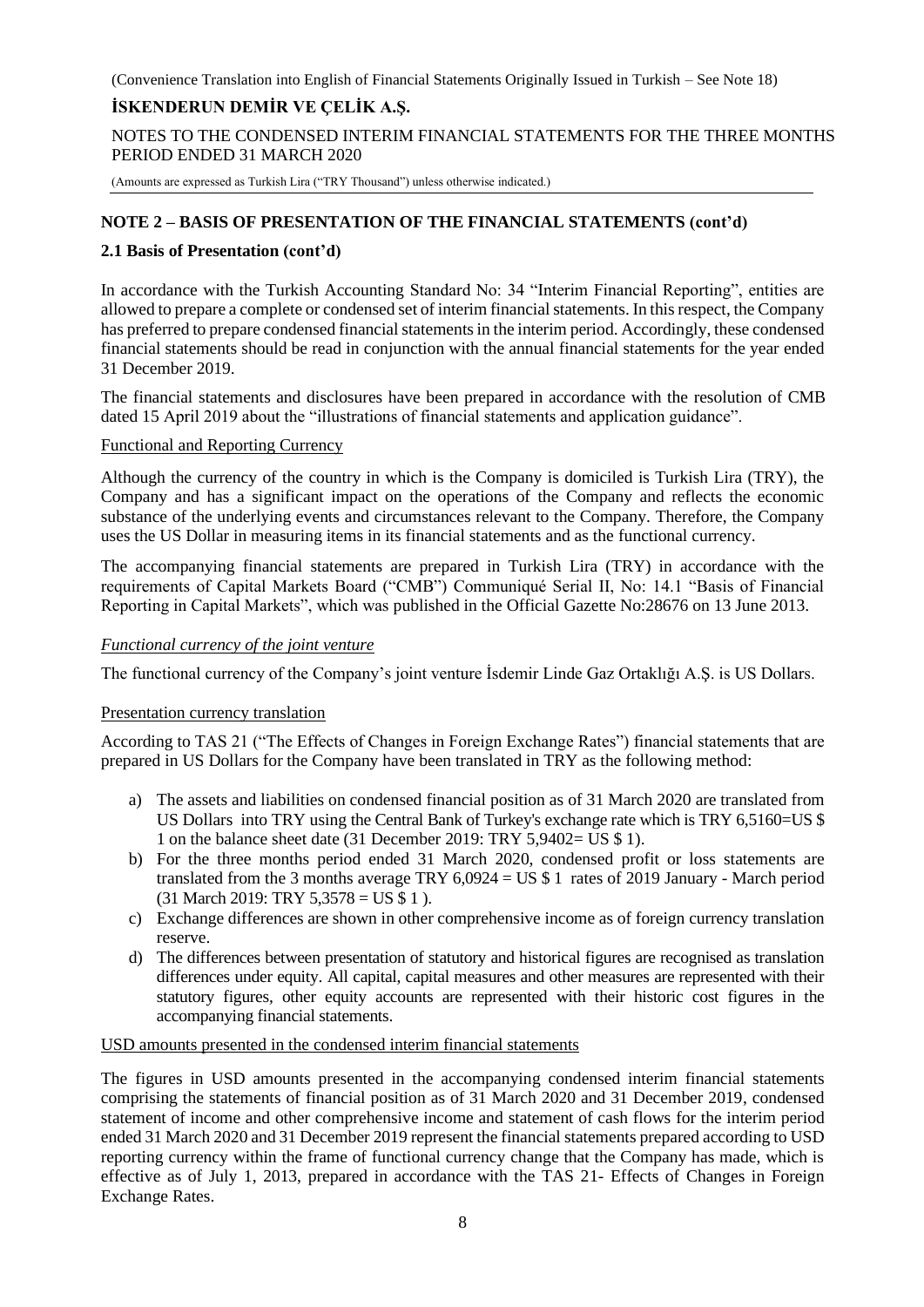## NOTE 2 – BASIS OF PRESENTATION OF THE FINANCIAL STATEMENTS (cont'd)

### 2.1 Basis of Presentation (cont'd)

In accordance with the Turkish Accounting Standard No: 34 "Interim Financial Reporting", entities are allowed to prepare a complete or condensed set of interim financial statements. In this respect, the Company has preferred to prepare condensed financial statements in the interim period. Accordingly, these condensed financial statements should be read in conjunction with the annual financial statements for the year ended 31 December 2019.

The financial statements and disclosures have been prepared in accordance with the resolution of CMB dated 15 April 2019 about the "illustrations of financial statements and application guidance".

Functional and Reporting Currency

Although the currency of the country in which is the Company is domiciled is Turkish Lira (TRY), the Company and has a significant impact on the operations of the Company and reflects the economic substance of the underlying events and circumstances relevant to the Company. Therefore, the Company uses the US Dollar in measuring items in its financial statements and as the functional currency.

The accompanying financial statements are prepared in Turkish Lira (TRY) in accordance with the requirements of Capital Markets Board ("CMB") Communiqué Serial II, No: 14.1 "Basis of Financial Reporting in Capital Markets", which was published in the Official Gazette No:28676 on 13 June 2013.

*Functional currency of the joint venture*

The functional currency of the Company's joint venture İsdemir Linde Gaz Ortaklığı A.Ş. is US Dollars.

Presentation currency translation

According to TAS 21 ("The Effects of Changes in Foreign Exchange Rates") financial statements that are prepared in US Dollars for the Company have been translated in TRY as the following method:

a) The assets and liabilities on condensed financial position as of 31 March 2020 are translated from US Dollars into TRY using the Central Bank of Turkey's exchange rate which is TRY 6,5160=US $ 1 on the balance sheet date (31 December 2019: TRY 5,9402= US $ 1).
b) For the three months period ended 31 March 2020, condensed profit or loss statements are translated from the 3 months average TRY 6,0924 = US $ 1 rates of 2019 January - March period (31 March 2019: TRY 5,3578 = US $ 1 ).
c) Exchange differences are shown in other comprehensive income as of foreign currency translation reserve.
d) The differences between presentation of statutory and historical figures are recognised as translation differences under equity. All capital, capital measures and other measures are represented with their statutory figures, other equity accounts are represented with their historic cost figures in the accompanying financial statements.

USD amounts presented in the condensed interim financial statements

The figures in USD amounts presented in the accompanying condensed interim financial statements comprising the statements of financial position as of 31 March 2020 and 31 December 2019, condensed statement of income and other comprehensive income and statement of cash flows for the interim period ended 31 March 2020 and 31 December 2019 represent the financial statements prepared according to USD reporting currency within the frame of functional currency change that the Company has made, which is effective as of July 1, 2013, prepared in accordance with the TAS 21- Effects of Changes in Foreign Exchange Rates.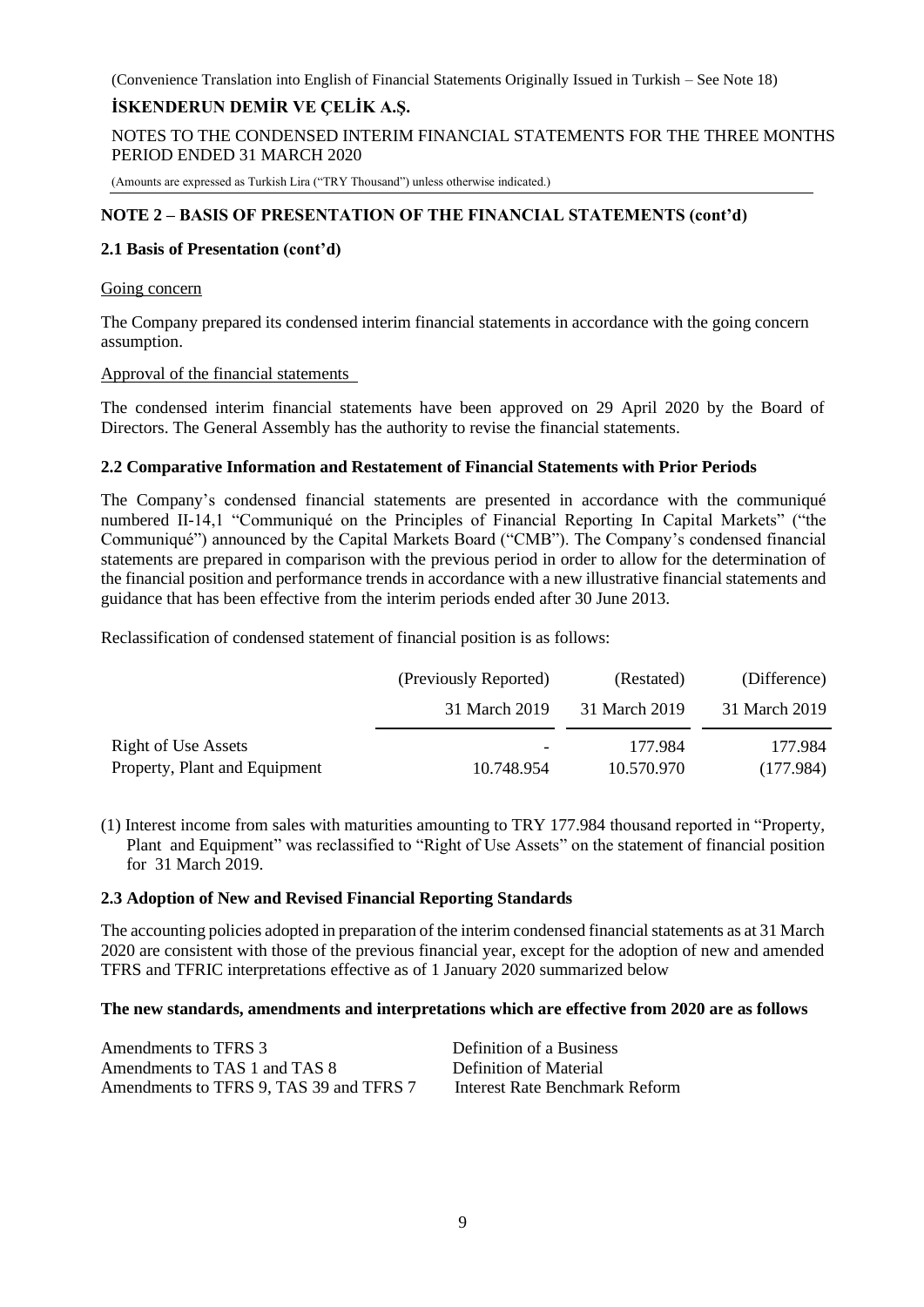## NOTE 2 – BASIS OF PRESENTATION OF THE FINANCIAL STATEMENTS (cont'd)

### 2.1 Basis of Presentation (cont'd)

Going concern

The Company prepared its condensed interim financial statements in accordance with the going concern assumption.

Approval of the financial statements

The condensed interim financial statements have been approved on 29 April 2020 by the Board of Directors. The General Assembly has the authority to revise the financial statements.

### 2.2 Comparative Information and Restatement of Financial Statements with Prior Periods

The Company's condensed financial statements are presented in accordance with the communiqué numbered II-14,1 "Communiqué on the Principles of Financial Reporting In Capital Markets" ("the Communiqué") announced by the Capital Markets Board ("CMB"). The Company's condensed financial statements are prepared in comparison with the previous period in order to allow for the determination of the financial position and performance trends in accordance with a new illustrative financial statements and guidance that has been effective from the interim periods ended after 30 June 2013.

Reclassification of condensed statement of financial position is as follows:

| | (Previously Reported) | (Restated) | (Difference) |
|---|---|---|---|
| | 31 March 2019 | 31 March 2019 | 31 March 2019 |
| Right of Use Assets | - | 177.984 | 177.984 |
| Property, Plant and Equipment | 10.748.954 | 10.570.970 | (177.984) |

(1) Interest income from sales with maturities amounting to TRY 177.984 thousand reported in "Property, Plant and Equipment" was reclassified to "Right of Use Assets" on the statement of financial position for 31 March 2019.

### 2.3 Adoption of New and Revised Financial Reporting Standards

The accounting policies adopted in preparation of the interim condensed financial statements as at 31 March 2020 are consistent with those of the previous financial year, except for the adoption of new and amended TFRS and TFRIC interpretations effective as of 1 January 2020 summarized below

**The new standards, amendments and interpretations which are effective from 2020 are as follows**

| | |
|---|---|
| Amendments to TFRS 3 | Definition of a Business |
| Amendments to TAS 1 and TAS 8 | Definition of Material |
| Amendments to TFRS 9, TAS 39 and TFRS 7 | Interest Rate Benchmark Reform |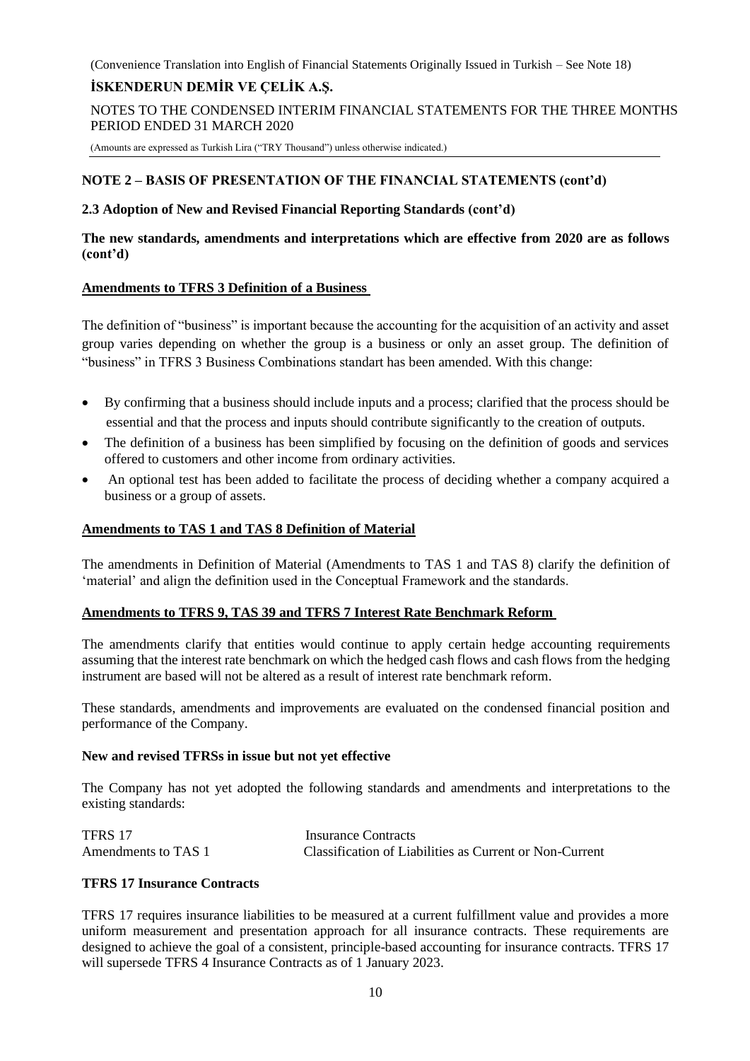## NOTE 2 – BASIS OF PRESENTATION OF THE FINANCIAL STATEMENTS (cont'd)

### 2.3 Adoption of New and Revised Financial Reporting Standards (cont'd)

**The new standards, amendments and interpretations which are effective from 2020 are as follows (cont'd)**

**Amendments to TFRS 3 Definition of a Business**

The definition of "business" is important because the accounting for the acquisition of an activity and asset group varies depending on whether the group is a business or only an asset group. The definition of "business" in TFRS 3 Business Combinations standart has been amended. With this change:

- By confirming that a business should include inputs and a process; clarified that the process should be essential and that the process and inputs should contribute significantly to the creation of outputs.
- The definition of a business has been simplified by focusing on the definition of goods and services offered to customers and other income from ordinary activities.
- An optional test has been added to facilitate the process of deciding whether a company acquired a business or a group of assets.

**Amendments to TAS 1 and TAS 8 Definition of Material**

The amendments in Definition of Material (Amendments to TAS 1 and TAS 8) clarify the definition of 'material' and align the definition used in the Conceptual Framework and the standards.

**Amendments to TFRS 9, TAS 39 and TFRS 7 Interest Rate Benchmark Reform**

The amendments clarify that entities would continue to apply certain hedge accounting requirements assuming that the interest rate benchmark on which the hedged cash flows and cash flows from the hedging instrument are based will not be altered as a result of interest rate benchmark reform.

These standards, amendments and improvements are evaluated on the condensed financial position and performance of the Company.

**New and revised TFRSs in issue but not yet effective**

The Company has not yet adopted the following standards and amendments and interpretations to the existing standards:

| | |
|---|---|
| TFRS 17 | Insurance Contracts |
| Amendments to TAS 1 | Classification of Liabilities as Current or Non-Current |

**TFRS 17 Insurance Contracts**

TFRS 17 requires insurance liabilities to be measured at a current fulfillment value and provides a more uniform measurement and presentation approach for all insurance contracts. These requirements are designed to achieve the goal of a consistent, principle-based accounting for insurance contracts. TFRS 17 will supersede TFRS 4 Insurance Contracts as of 1 January 2023.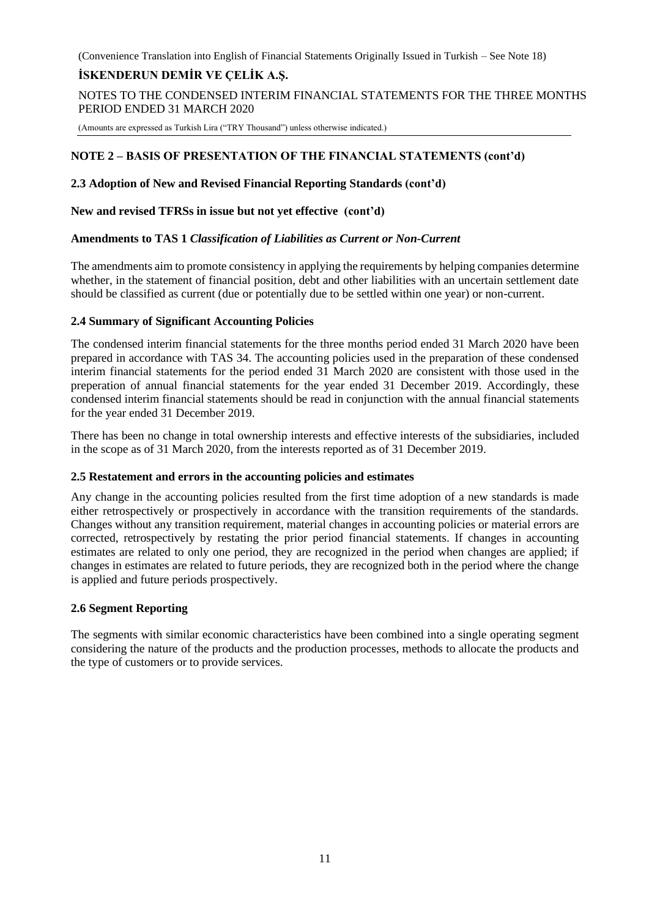## NOTE 2 – BASIS OF PRESENTATION OF THE FINANCIAL STATEMENTS (cont'd)

### 2.3 Adoption of New and Revised Financial Reporting Standards (cont'd)

**New and revised TFRSs in issue but not yet effective (cont'd)**

**Amendments to TAS 1 *Classification of Liabilities as Current or Non-Current***

The amendments aim to promote consistency in applying the requirements by helping companies determine whether, in the statement of financial position, debt and other liabilities with an uncertain settlement date should be classified as current (due or potentially due to be settled within one year) or non-current.

### 2.4 Summary of Significant Accounting Policies

The condensed interim financial statements for the three months period ended 31 March 2020 have been prepared in accordance with TAS 34. The accounting policies used in the preparation of these condensed interim financial statements for the period ended 31 March 2020 are consistent with those used in the preperation of annual financial statements for the year ended 31 December 2019. Accordingly, these condensed interim financial statements should be read in conjunction with the annual financial statements for the year ended 31 December 2019.

There has been no change in total ownership interests and effective interests of the subsidiaries, included in the scope as of 31 March 2020, from the interests reported as of 31 December 2019.

### 2.5 Restatement and errors in the accounting policies and estimates

Any change in the accounting policies resulted from the first time adoption of a new standards is made either retrospectively or prospectively in accordance with the transition requirements of the standards. Changes without any transition requirement, material changes in accounting policies or material errors are corrected, retrospectively by restating the prior period financial statements. If changes in accounting estimates are related to only one period, they are recognized in the period when changes are applied; if changes in estimates are related to future periods, they are recognized both in the period where the change is applied and future periods prospectively.

### 2.6 Segment Reporting

The segments with similar economic characteristics have been combined into a single operating segment considering the nature of the products and the production processes, methods to allocate the products and the type of customers or to provide services.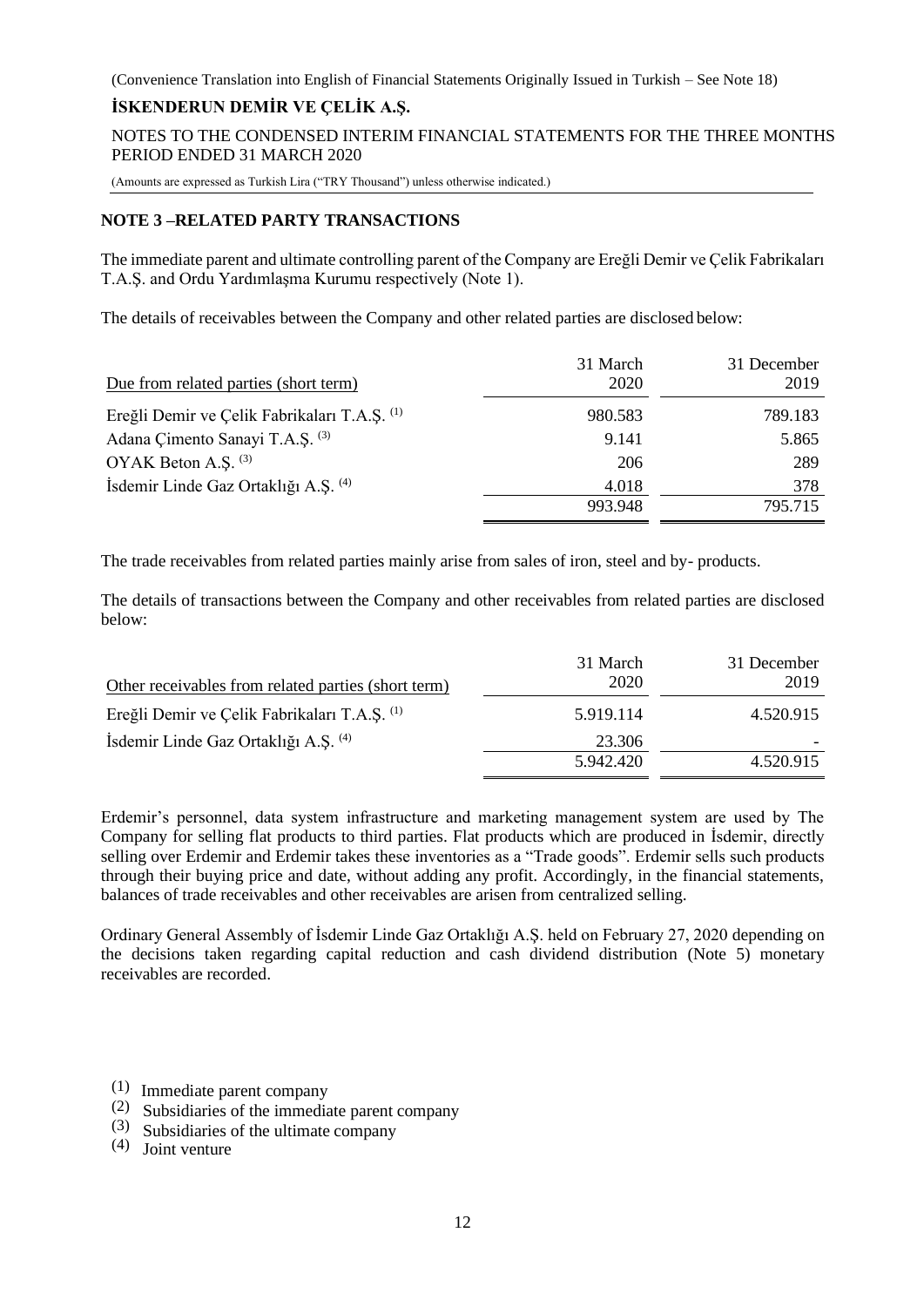## NOTE 3 –RELATED PARTY TRANSACTIONS

The immediate parent and ultimate controlling parent of the Company are Ereğli Demir ve Çelik Fabrikaları T.A.Ş. and Ordu Yardımlaşma Kurumu respectively (Note 1).

The details of receivables between the Company and other related parties are disclosed below:

| Due from related parties (short term) | 31 March 2020 | 31 December 2019 |
|---|---|---|
| Ereğli Demir ve Çelik Fabrikaları T.A.Ş. (1) | 980.583 | 789.183 |
| Adana Çimento Sanayi T.A.Ş. (3) | 9.141 | 5.865 |
| OYAK Beton A.Ş. (3) | 206 | 289 |
| İsdemir Linde Gaz Ortaklığı A.Ş. (4) | 4.018 | 378 |
| | 993.948 | 795.715 |

The trade receivables from related parties mainly arise from sales of iron, steel and by- products.

The details of transactions between the Company and other receivables from related parties are disclosed below:

| Other receivables from related parties (short term) | 31 March 2020 | 31 December 2019 |
|---|---|---|
| Ereğli Demir ve Çelik Fabrikaları T.A.Ş. (1) | 5.919.114 | 4.520.915 |
| İsdemir Linde Gaz Ortaklığı A.Ş. (4) | 23.306 | - |
| | 5.942.420 | 4.520.915 |

Erdemir's personnel, data system infrastructure and marketing management system are used by The Company for selling flat products to third parties. Flat products which are produced in İsdemir, directly selling over Erdemir and Erdemir takes these inventories as a "Trade goods". Erdemir sells such products through their buying price and date, without adding any profit. Accordingly, in the financial statements, balances of trade receivables and other receivables are arisen from centralized selling.

Ordinary General Assembly of İsdemir Linde Gaz Ortaklığı A.Ş. held on February 27, 2020 depending on the decisions taken regarding capital reduction and cash dividend distribution (Note 5) monetary receivables are recorded.

(1) Immediate parent company
(2) Subsidiaries of the immediate parent company
(3) Subsidiaries of the ultimate company
(4) Joint venture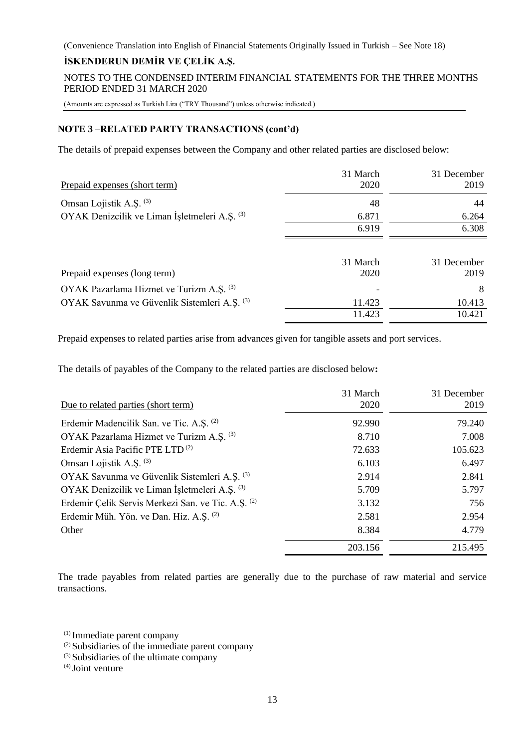## NOTE 3 –RELATED PARTY TRANSACTIONS (cont'd)

The details of prepaid expenses between the Company and other related parties are disclosed below:

| Prepaid expenses (short term) | 31 March 2020 | 31 December 2019 |
|---|---|---|
| Omsan Lojistik A.Ş. [(3)] | 48 | 44 |
| OYAK Denizcilik ve Liman İşletmeleri A.Ş. [(3)] | 6.871 | 6.264 |
| | 6.919 | 6.308 |

| Prepaid expenses (long term) | 31 March 2020 | 31 December 2019 |
|---|---|---|
| OYAK Pazarlama Hizmet ve Turizm A.Ş. [(3)] | - | 8 |
| OYAK Savunma ve Güvenlik Sistemleri A.Ş. [(3)] | 11.423 | 10.413 |
| | 11.423 | 10.421 |

Prepaid expenses to related parties arise from advances given for tangible assets and port services.

The details of payables of the Company to the related parties are disclosed below**:**

| Due to related parties (short term) | 31 March 2020 | 31 December 2019 |
|---|---|---|
| Erdemir Madencilik San. ve Tic. A.Ş. [(2)] | 92.990 | 79.240 |
| OYAK Pazarlama Hizmet ve Turizm A.Ş. [(3)] | 8.710 | 7.008 |
| Erdemir Asia Pacific PTE LTD [(2)] | 72.633 | 105.623 |
| Omsan Lojistik A.Ş. [(3)] | 6.103 | 6.497 |
| OYAK Savunma ve Güvenlik Sistemleri A.Ş. [(3)] | 2.914 | 2.841 |
| OYAK Denizcilik ve Liman İşletmeleri A.Ş. [(3)] | 5.709 | 5.797 |
| Erdemir Çelik Servis Merkezi San. ve Tic. A.Ş. [(2)] | 3.132 | 756 |
| Erdemir Müh. Yön. ve Dan. Hiz. A.Ş. [(2)] | 2.581 | 2.954 |
| Other | 8.384 | 4.779 |
| | 203.156 | 215.495 |

The trade payables from related parties are generally due to the purchase of raw material and service transactions.

[(1)] Immediate parent company
[(2)] Subsidiaries of the immediate parent company
[(3)] Subsidiaries of the ultimate company
[(4)] Joint venture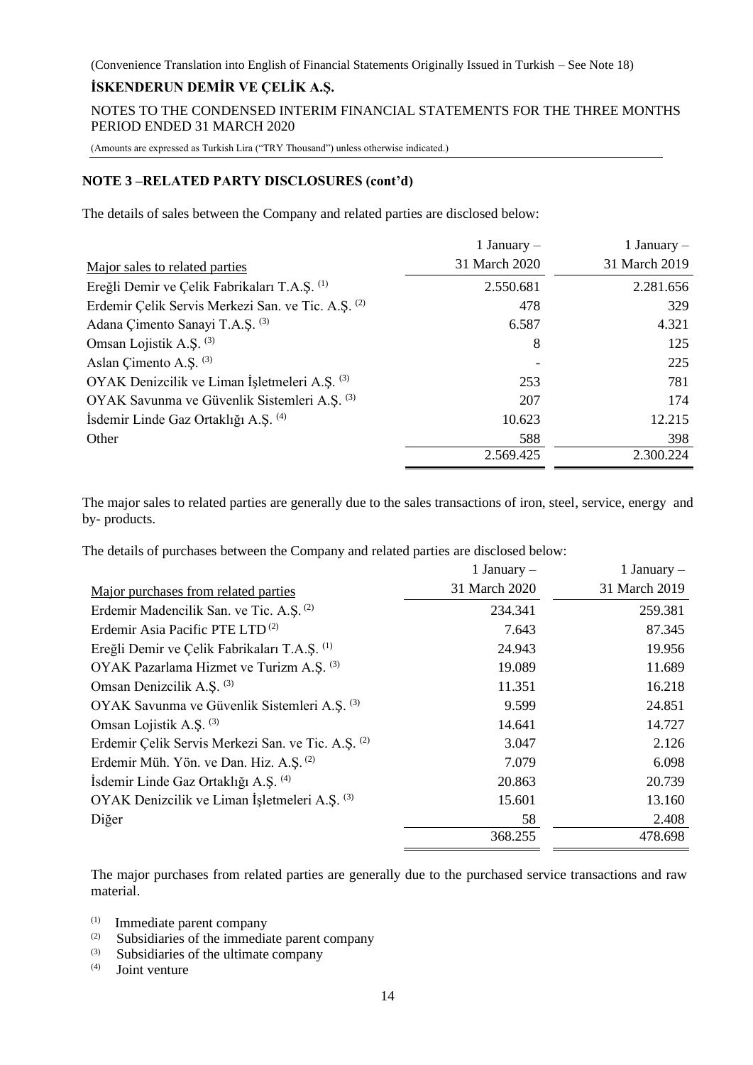## NOTE 3 –RELATED PARTY DISCLOSURES (cont'd)

The details of sales between the Company and related parties are disclosed below:

| Major sales to related parties | 1 January – 31 March 2020 | 1 January – 31 March 2019 |
|---|---|---|
| Ereğli Demir ve Çelik Fabrikaları T.A.Ş. (1) | 2.550.681 | 2.281.656 |
| Erdemir Çelik Servis Merkezi San. ve Tic. A.Ş. (2) | 478 | 329 |
| Adana Çimento Sanayi T.A.Ş. (3) | 6.587 | 4.321 |
| Omsan Lojistik A.Ş. (3) | 8 | 125 |
| Aslan Çimento A.Ş. (3) | - | 225 |
| OYAK Denizcilik ve Liman İşletmeleri A.Ş. (3) | 253 | 781 |
| OYAK Savunma ve Güvenlik Sistemleri A.Ş. (3) | 207 | 174 |
| İsdemir Linde Gaz Ortaklığı A.Ş. (4) | 10.623 | 12.215 |
| Other | 588 | 398 |
| | 2.569.425 | 2.300.224 |

The major sales to related parties are generally due to the sales transactions of iron, steel, service, energy and by- products.

The details of purchases between the Company and related parties are disclosed below:

| Major purchases from related parties | 1 January – 31 March 2020 | 1 January – 31 March 2019 |
|---|---|---|
| Erdemir Madencilik San. ve Tic. A.Ş. (2) | 234.341 | 259.381 |
| Erdemir Asia Pacific PTE LTD (2) | 7.643 | 87.345 |
| Ereğli Demir ve Çelik Fabrikaları T.A.Ş. (1) | 24.943 | 19.956 |
| OYAK Pazarlama Hizmet ve Turizm A.Ş. (3) | 19.089 | 11.689 |
| Omsan Denizcilik A.Ş. (3) | 11.351 | 16.218 |
| OYAK Savunma ve Güvenlik Sistemleri A.Ş. (3) | 9.599 | 24.851 |
| Omsan Lojistik A.Ş. (3) | 14.641 | 14.727 |
| Erdemir Çelik Servis Merkezi San. ve Tic. A.Ş. (2) | 3.047 | 2.126 |
| Erdemir Müh. Yön. ve Dan. Hiz. A.Ş. (2) | 7.079 | 6.098 |
| İsdemir Linde Gaz Ortaklığı A.Ş. (4) | 20.863 | 20.739 |
| OYAK Denizcilik ve Liman İşletmeleri A.Ş. (3) | 15.601 | 13.160 |
| Diğer | 58 | 2.408 |
| | 368.255 | 478.698 |

The major purchases from related parties are generally due to the purchased service transactions and raw material.

(1) Immediate parent company
(2) Subsidiaries of the immediate parent company
(3) Subsidiaries of the ultimate company
(4) Joint venture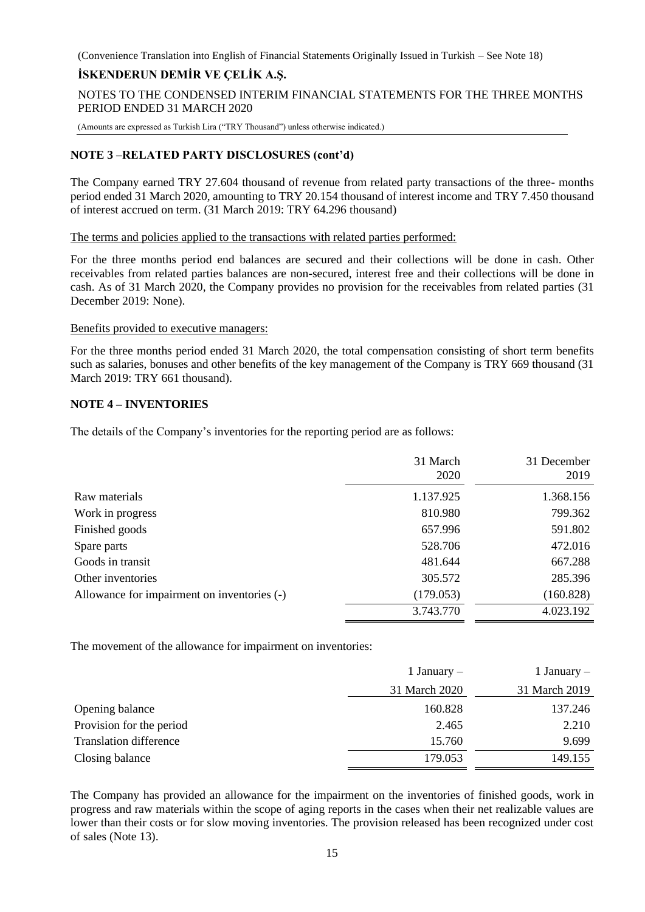## NOTE 3 –RELATED PARTY DISCLOSURES (cont'd)

The Company earned TRY 27.604 thousand of revenue from related party transactions of the three- months period ended 31 March 2020, amounting to TRY 20.154 thousand of interest income and TRY 7.450 thousand of interest accrued on term. (31 March 2019: TRY 64.296 thousand)

The terms and policies applied to the transactions with related parties performed:

For the three months period end balances are secured and their collections will be done in cash. Other receivables from related parties balances are non-secured, interest free and their collections will be done in cash. As of 31 March 2020, the Company provides no provision for the receivables from related parties (31 December 2019: None).

Benefits provided to executive managers:

For the three months period ended 31 March 2020, the total compensation consisting of short term benefits such as salaries, bonuses and other benefits of the key management of the Company is TRY 669 thousand (31 March 2019: TRY 661 thousand).

## NOTE 4 – INVENTORIES

The details of the Company's inventories for the reporting period are as follows:

| | 31 March 2020 | 31 December 2019 |
|---|---|---|
| Raw materials | 1.137.925 | 1.368.156 |
| Work in progress | 810.980 | 799.362 |
| Finished goods | 657.996 | 591.802 |
| Spare parts | 528.706 | 472.016 |
| Goods in transit | 481.644 | 667.288 |
| Other inventories | 305.572 | 285.396 |
| Allowance for impairment on inventories (-) | (179.053) | (160.828) |
| | 3.743.770 | 4.023.192 |

The movement of the allowance for impairment on inventories:

| | 1 January – 31 March 2020 | 1 January – 31 March 2019 |
|---|---|---|
| Opening balance | 160.828 | 137.246 |
| Provision for the period | 2.465 | 2.210 |
| Translation difference | 15.760 | 9.699 |
| Closing balance | 179.053 | 149.155 |

The Company has provided an allowance for the impairment on the inventories of finished goods, work in progress and raw materials within the scope of aging reports in the cases when their net realizable values are lower than their costs or for slow moving inventories. The provision released has been recognized under cost of sales (Note 13).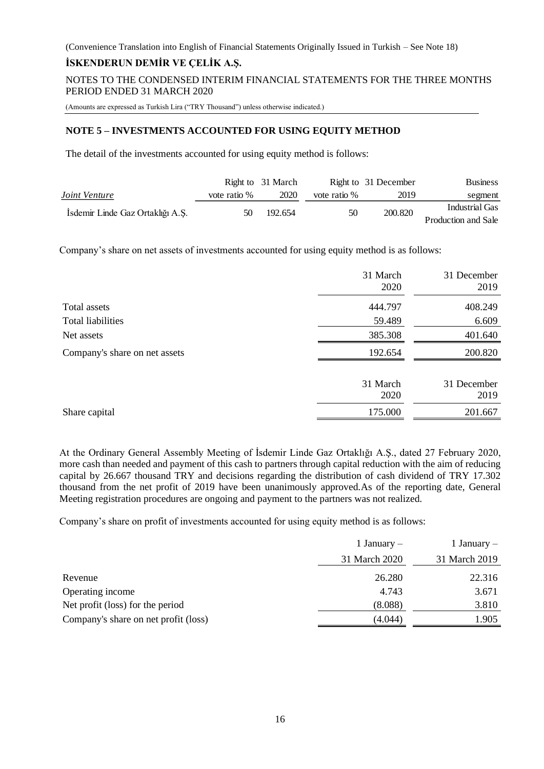## NOTE 5 – INVESTMENTS ACCOUNTED FOR USING EQUITY METHOD

The detail of the investments accounted for using equity method is follows:

| *Joint Venture* | Right to vote ratio % | 31 March 2020 | Right to vote ratio % | 31 December 2019 | Business segment |
|---|---|---|---|---|---|
| İsdemir Linde Gaz Ortaklığı A.Ş. | 50 | 192.654 | 50 | 200.820 | Industrial Gas Production and Sale |

Company's share on net assets of investments accounted for using equity method is as follows:

| | 31 March 2020 | 31 December 2019 |
|---|---|---|
| Total assets | 444.797 | 408.249 |
| Total liabilities | 59.489 | 6.609 |
| Net assets | 385.308 | 401.640 |
| Company's share on net assets | 192.654 | 200.820 |

| | 31 March 2020 | 31 December 2019 |
|---|---|---|
| Share capital | 175.000 | 201.667 |

At the Ordinary General Assembly Meeting of İsdemir Linde Gaz Ortaklığı A.Ş., dated 27 February 2020, more cash than needed and payment of this cash to partners through capital reduction with the aim of reducing capital by 26.667 thousand TRY and decisions regarding the distribution of cash dividend of TRY 17.302 thousand from the net profit of 2019 have been unanimously approved.As of the reporting date, General Meeting registration procedures are ongoing and payment to the partners was not realized.

Company's share on profit of investments accounted for using equity method is as follows:

| | 1 January – 31 March 2020 | 1 January – 31 March 2019 |
|---|---|---|
| Revenue | 26.280 | 22.316 |
| Operating income | 4.743 | 3.671 |
| Net profit (loss) for the period | (8.088) | 3.810 |
| Company's share on net profit (loss) | (4.044) | 1.905 |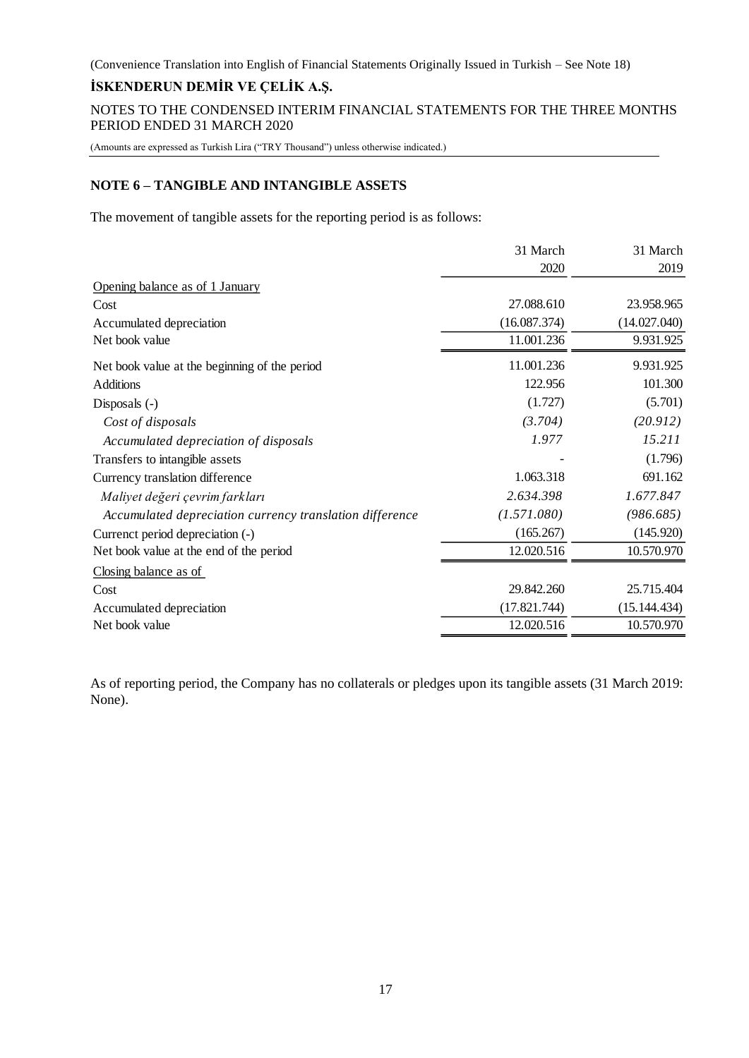## NOTE 6 – TANGIBLE AND INTANGIBLE ASSETS

The movement of tangible assets for the reporting period is as follows:

| | 31 March 2020 | 31 March 2019 |
|---|---|---|
| Opening balance as of 1 January | | |
| Cost | 27.088.610 | 23.958.965 |
| Accumulated depreciation | (16.087.374) | (14.027.040) |
| Net book value | 11.001.236 | 9.931.925 |
| Net book value at the beginning of the period | 11.001.236 | 9.931.925 |
| Additions | 122.956 | 101.300 |
| Disposals (-) | (1.727) | (5.701) |
| *Cost of disposals* | *(3.704)* | *(20.912)* |
| *Accumulated depreciation of disposals* | *1.977* | *15.211* |
| Transfers to intangible assets | - | (1.796) |
| Currency translation difference | 1.063.318 | 691.162 |
| *Maliyet değeri çevrim farkları* | *2.634.398* | *1.677.847* |
| *Accumulated depreciation currency translation difference* | *(1.571.080)* | *(986.685)* |
| Currenct period depreciation (-) | (165.267) | (145.920) |
| Net book value at the end of the period | 12.020.516 | 10.570.970 |
| Closing balance as of | | |
| Cost | 29.842.260 | 25.715.404 |
| Accumulated depreciation | (17.821.744) | (15.144.434) |
| Net book value | 12.020.516 | 10.570.970 |

As of reporting period, the Company has no collaterals or pledges upon its tangible assets (31 March 2019: None).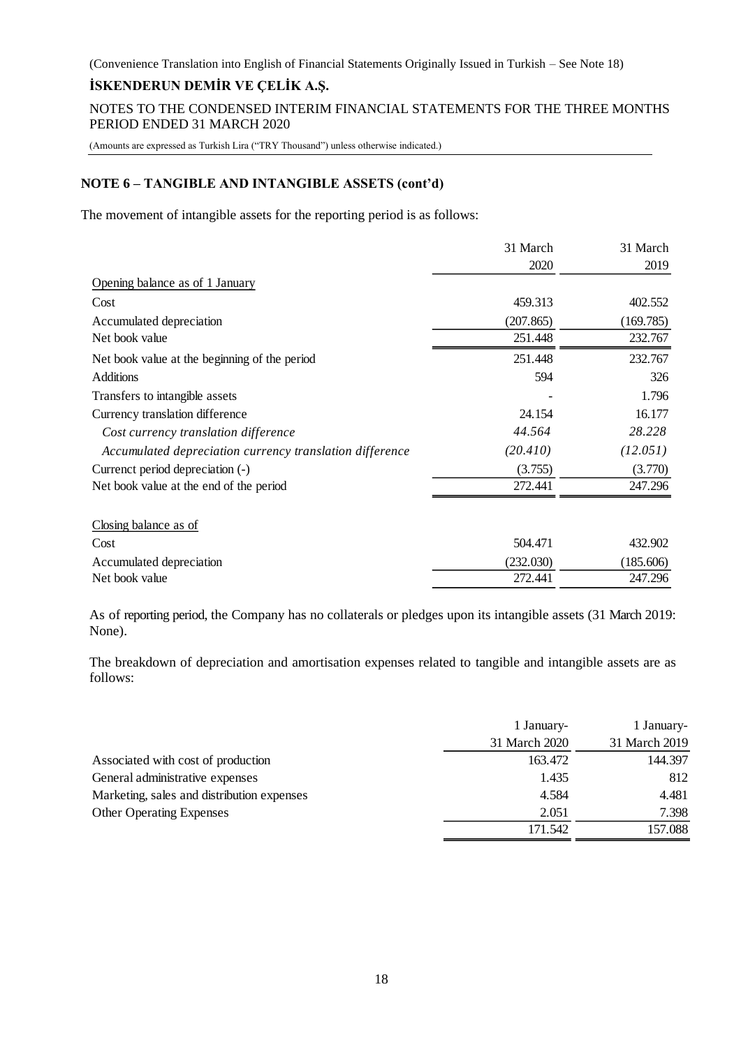## NOTE 6 – TANGIBLE AND INTANGIBLE ASSETS (cont'd)

The movement of intangible assets for the reporting period is as follows:

| | 31 March 2020 | 31 March 2019 |
|---|---|---|
| Opening balance as of 1 January | | |
| Cost | 459.313 | 402.552 |
| Accumulated depreciation | (207.865) | (169.785) |
| Net book value | 251.448 | 232.767 |
| Net book value at the beginning of the period | 251.448 | 232.767 |
| Additions | 594 | 326 |
| Transfers to intangible assets | - | 1.796 |
| Currency translation difference | 24.154 | 16.177 |
| *Cost currency translation difference* | *44.564* | *28.228* |
| *Accumulated depreciation currency translation difference* | *(20.410)* | *(12.051)* |
| Currenct period depreciation (-) | (3.755) | (3.770) |
| Net book value at the end of the period | 272.441 | 247.296 |
| Closing balance as of | | |
| Cost | 504.471 | 432.902 |
| Accumulated depreciation | (232.030) | (185.606) |
| Net book value | 272.441 | 247.296 |

As of reporting period, the Company has no collaterals or pledges upon its intangible assets (31 March 2019: None).

The breakdown of depreciation and amortisation expenses related to tangible and intangible assets are as follows:

| | 1 January-31 March 2020 | 1 January-31 March 2019 |
|---|---|---|
| Associated with cost of production | 163.472 | 144.397 |
| General administrative expenses | 1.435 | 812 |
| Marketing, sales and distribution expenses | 4.584 | 4.481 |
| Other Operating Expenses | 2.051 | 7.398 |
| | 171.542 | 157.088 |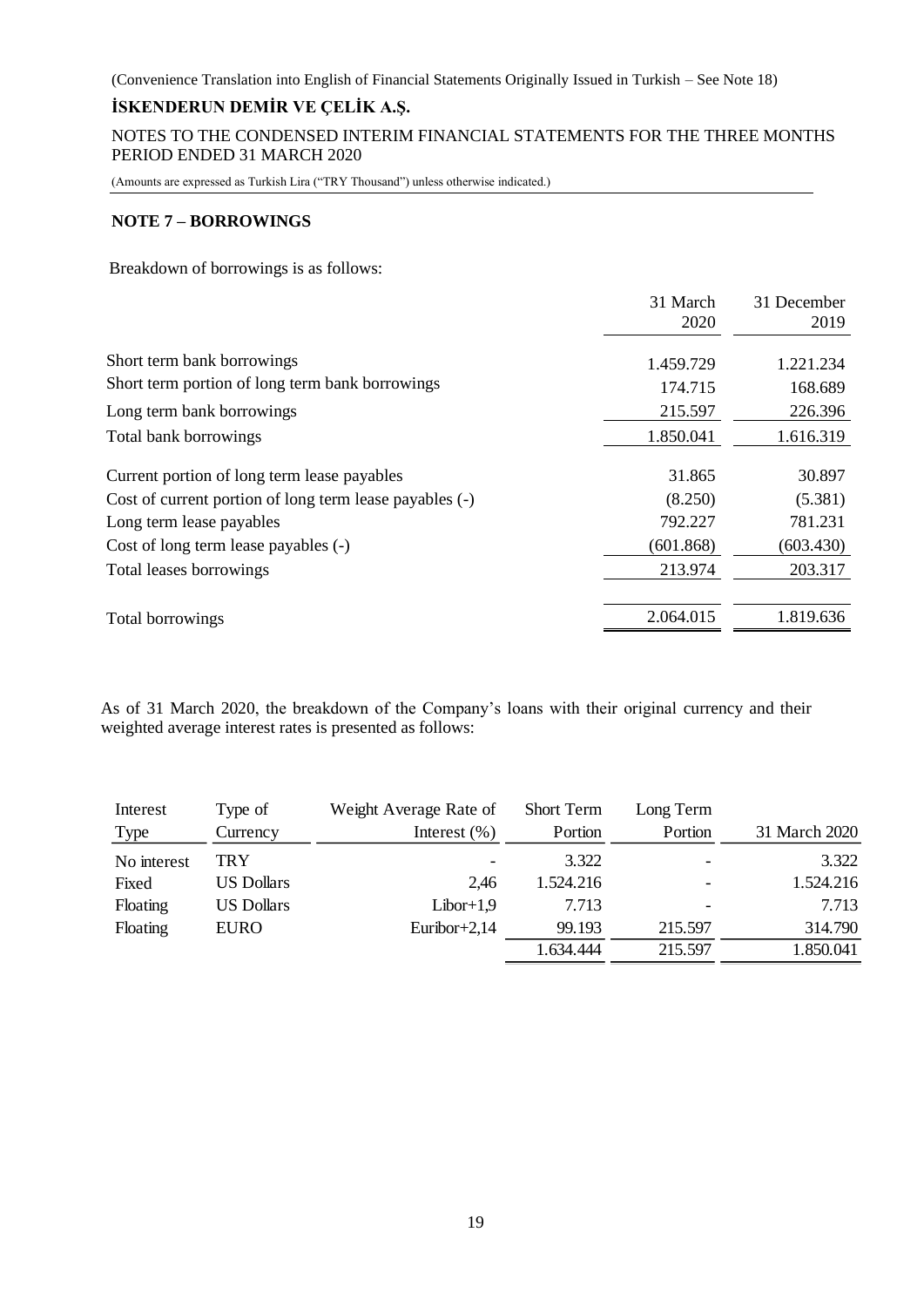## NOTE 7 – BORROWINGS

Breakdown of borrowings is as follows:

| | 31 March 2020 | 31 December 2019 |
|---|---|---|
| Short term bank borrowings | 1.459.729 | 1.221.234 |
| Short term portion of long term bank borrowings | 174.715 | 168.689 |
| Long term bank borrowings | 215.597 | 226.396 |
| Total bank borrowings | 1.850.041 | 1.616.319 |
| Current portion of long term lease payables | 31.865 | 30.897 |
| Cost of current portion of long term lease payables (-) | (8.250) | (5.381) |
| Long term lease payables | 792.227 | 781.231 |
| Cost of long term lease payables (-) | (601.868) | (603.430) |
| Total leases borrowings | 213.974 | 203.317 |
| Total borrowings | 2.064.015 | 1.819.636 |

As of 31 March 2020, the breakdown of the Company's loans with their original currency and their weighted average interest rates is presented as follows:

| Interest Type | Type of Currency | Weight Average Rate of Interest (%) | Short Term Portion | Long Term Portion | 31 March 2020 |
|---|---|---|---|---|---|
| No interest | TRY | - | 3.322 | - | 3.322 |
| Fixed | US Dollars | 2,46 | 1.524.216 | - | 1.524.216 |
| Floating | US Dollars | Libor+1,9 | 7.713 | - | 7.713 |
| Floating | EURO | Euribor+2,14 | 99.193 | 215.597 | 314.790 |
| | | | 1.634.444 | 215.597 | 1.850.041 |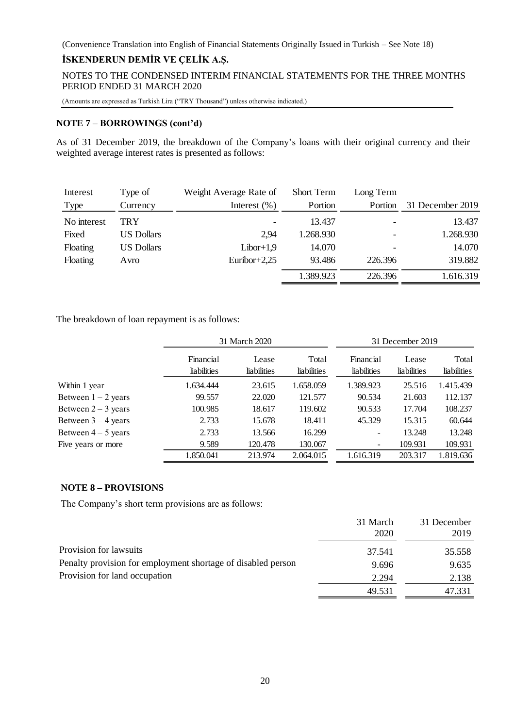## NOTE 7 – BORROWINGS (cont'd)

As of 31 December 2019, the breakdown of the Company's loans with their original currency and their weighted average interest rates is presented as follows:

| Interest Type | Type of Currency | Weight Average Rate of Interest (%) | Short Term Portion | Long Term Portion | 31 December 2019 |
|---|---|---|---|---|---|
| No interest | TRY | - | 13.437 | - | 13.437 |
| Fixed | US Dollars | 2,94 | 1.268.930 | - | 1.268.930 |
| Floating | US Dollars | Libor+1,9 | 14.070 | - | 14.070 |
| Floating | Avro | Euribor+2,25 | 93.486 | 226.396 | 319.882 |
| | | | 1.389.923 | 226.396 | 1.616.319 |

The breakdown of loan repayment is as follows:

| | 31 March 2020 | | | 31 December 2019 | | |
|---|---|---|---|---|---|---|
| | Financial liabilities | Lease liabilities | Total liabilities | Financial liabilities | Lease liabilities | Total liabilities |
| Within 1 year | 1.634.444 | 23.615 | 1.658.059 | 1.389.923 | 25.516 | 1.415.439 |
| Between 1 – 2 years | 99.557 | 22.020 | 121.577 | 90.534 | 21.603 | 112.137 |
| Between 2 – 3 years | 100.985 | 18.617 | 119.602 | 90.533 | 17.704 | 108.237 |
| Between 3 – 4 years | 2.733 | 15.678 | 18.411 | 45.329 | 15.315 | 60.644 |
| Between 4 – 5 years | 2.733 | 13.566 | 16.299 | - | 13.248 | 13.248 |
| Five years or more | 9.589 | 120.478 | 130.067 | - | 109.931 | 109.931 |
| | 1.850.041 | 213.974 | 2.064.015 | 1.616.319 | 203.317 | 1.819.636 |

## NOTE 8 – PROVISIONS

The Company's short term provisions are as follows:

| | 31 March 2020 | 31 December 2019 |
|---|---|---|
| Provision for lawsuits | 37.541 | 35.558 |
| Penalty provision for employment shortage of disabled person | 9.696 | 9.635 |
| Provision for land occupation | 2.294 | 2.138 |
| | 49.531 | 47.331 |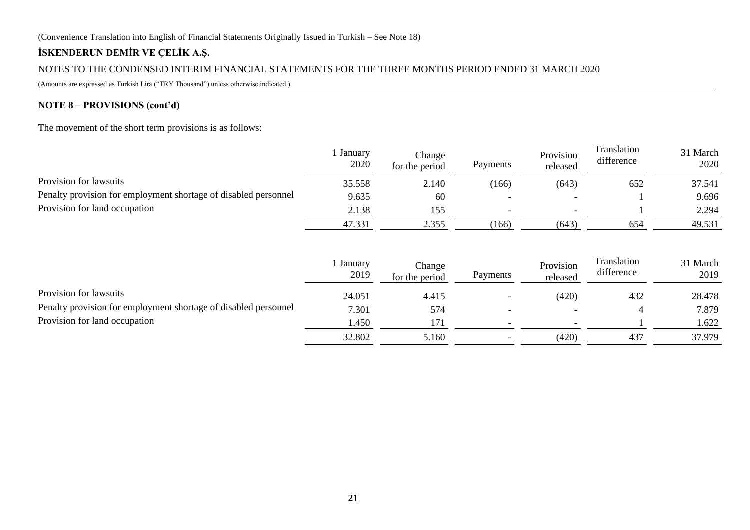## NOTE 8 – PROVISIONS (cont'd)

The movement of the short term provisions is as follows:

| | 1 January 2020 | Change for the period | Payments | Provision released | Translation difference | 31 March 2020 |
|---|---|---|---|---|---|---|
| Provision for lawsuits | 35.558 | 2.140 | (166) | (643) | 652 | 37.541 |
| Penalty provision for employment shortage of disabled personnel | 9.635 | 60 | - | - | 1 | 9.696 |
| Provision for land occupation | 2.138 | 155 | - | - | 1 | 2.294 |
| | 47.331 | 2.355 | (166) | (643) | 654 | 49.531 |

| | 1 January 2019 | Change for the period | Payments | Provision released | Translation difference | 31 March 2019 |
|---|---|---|---|---|---|---|
| Provision for lawsuits | 24.051 | 4.415 | - | (420) | 432 | 28.478 |
| Penalty provision for employment shortage of disabled personnel | 7.301 | 574 | - | - | 4 | 7.879 |
| Provision for land occupation | 1.450 | 171 | - | - | 1 | 1.622 |
| | 32.802 | 5.160 | - | (420) | 437 | 37.979 |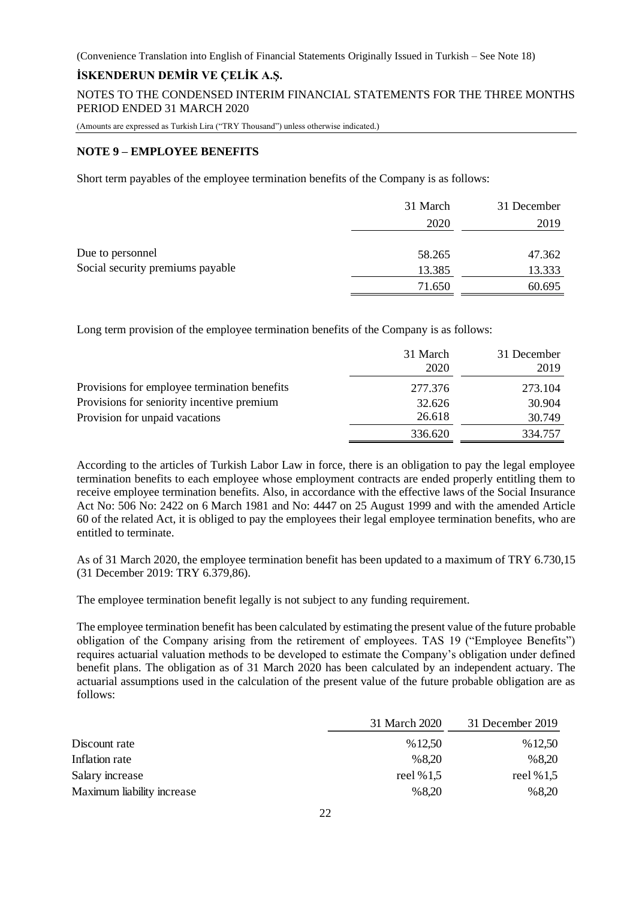## NOTE 9 – EMPLOYEE BENEFITS

Short term payables of the employee termination benefits of the Company is as follows:

| | 31 March 2020 | 31 December 2019 |
|---|---|---|
| Due to personnel | 58.265 | 47.362 |
| Social security premiums payable | 13.385 | 13.333 |
| | 71.650 | 60.695 |

Long term provision of the employee termination benefits of the Company is as follows:

| | 31 March 2020 | 31 December 2019 |
|---|---|---|
| Provisions for employee termination benefits | 277.376 | 273.104 |
| Provisions for seniority incentive premium | 32.626 | 30.904 |
| Provision for unpaid vacations | 26.618 | 30.749 |
| | 336.620 | 334.757 |

According to the articles of Turkish Labor Law in force, there is an obligation to pay the legal employee termination benefits to each employee whose employment contracts are ended properly entitling them to receive employee termination benefits. Also, in accordance with the effective laws of the Social Insurance Act No: 506 No: 2422 on 6 March 1981 and No: 4447 on 25 August 1999 and with the amended Article 60 of the related Act, it is obliged to pay the employees their legal employee termination benefits, who are entitled to terminate.

As of 31 March 2020, the employee termination benefit has been updated to a maximum of TRY 6.730,15 (31 December 2019: TRY 6.379,86).

The employee termination benefit legally is not subject to any funding requirement.

The employee termination benefit has been calculated by estimating the present value of the future probable obligation of the Company arising from the retirement of employees. TAS 19 ("Employee Benefits") requires actuarial valuation methods to be developed to estimate the Company's obligation under defined benefit plans. The obligation as of 31 March 2020 has been calculated by an independent actuary. The actuarial assumptions used in the calculation of the present value of the future probable obligation are as follows:

| | 31 March 2020 | 31 December 2019 |
|---|---|---|
| Discount rate | %12,50 | %12,50 |
| Inflation rate | %8,20 | %8,20 |
| Salary increase | reel %1,5 | reel %1,5 |
| Maximum liability increase | %8,20 | %8,20 |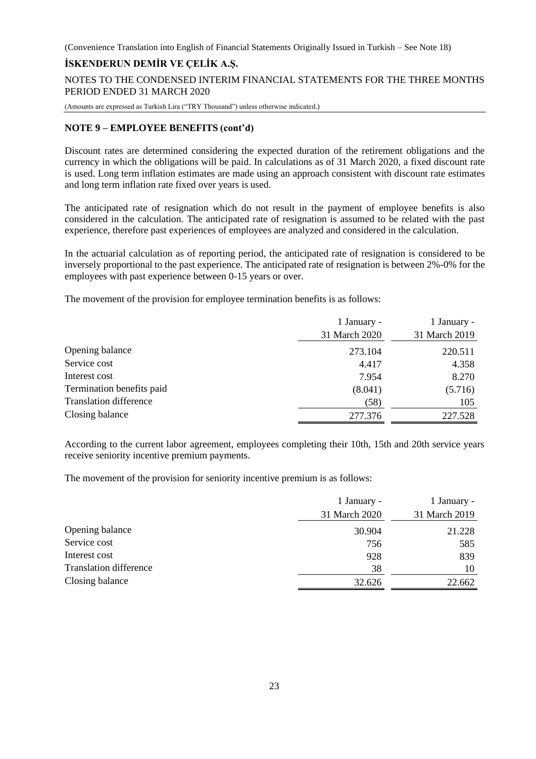## NOTE 9 – EMPLOYEE BENEFITS (cont'd)

Discount rates are determined considering the expected duration of the retirement obligations and the currency in which the obligations will be paid. In calculations as of 31 March 2020, a fixed discount rate is used. Long term inflation estimates are made using an approach consistent with discount rate estimates and long term inflation rate fixed over years is used.

The anticipated rate of resignation which do not result in the payment of employee benefits is also considered in the calculation. The anticipated rate of resignation is assumed to be related with the past experience, therefore past experiences of employees are analyzed and considered in the calculation.

In the actuarial calculation as of reporting period, the anticipated rate of resignation is considered to be inversely proportional to the past experience. The anticipated rate of resignation is between 2%-0% for the employees with past experience between 0-15 years or over.

The movement of the provision for employee termination benefits is as follows:

| | 1 January - 31 March 2020 | 1 January - 31 March 2019 |
|---|---|---|
| Opening balance | 273.104 | 220.511 |
| Service cost | 4.417 | 4.358 |
| Interest cost | 7.954 | 8.270 |
| Termination benefits paid | (8.041) | (5.716) |
| Translation difference | (58) | 105 |
| Closing balance | 277.376 | 227.528 |

According to the current labor agreement, employees completing their 10th, 15th and 20th service years receive seniority incentive premium payments.

The movement of the provision for seniority incentive premium is as follows:

| | 1 January - 31 March 2020 | 1 January - 31 March 2019 |
|---|---|---|
| Opening balance | 30.904 | 21.228 |
| Service cost | 756 | 585 |
| Interest cost | 928 | 839 |
| Translation difference | 38 | 10 |
| Closing balance | 32.626 | 22.662 |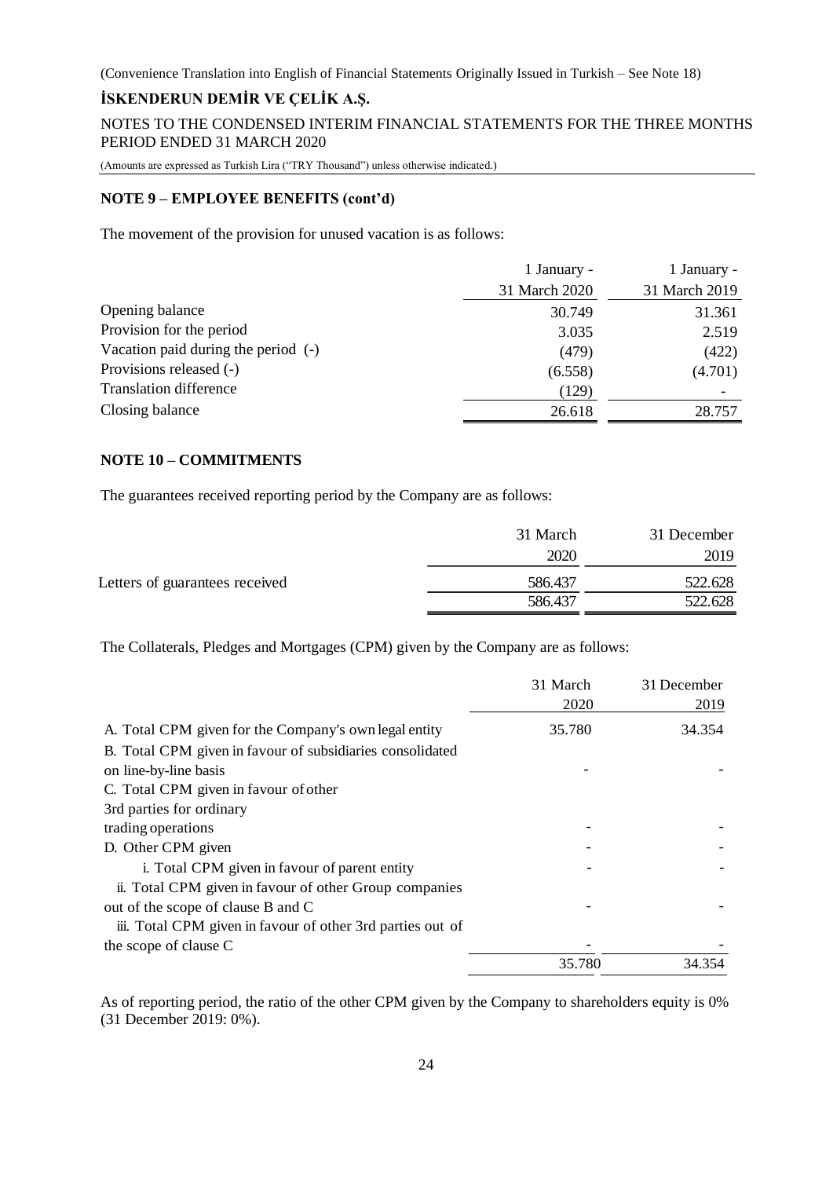### NOTE 9 – EMPLOYEE BENEFITS (cont'd)

The movement of the provision for unused vacation is as follows:

| | 1 January - 31 March 2020 | 1 January - 31 March 2019 |
|---|---|---|
| Opening balance | 30.749 | 31.361 |
| Provision for the period | 3.035 | 2.519 |
| Vacation paid during the period (-) | (479) | (422) |
| Provisions released (-) | (6.558) | (4.701) |
| Translation difference | (129) | - |
| Closing balance | 26.618 | 28.757 |

### NOTE 10 – COMMITMENTS

The guarantees received reporting period by the Company are as follows:

| | 31 March 2020 | 31 December 2019 |
|---|---|---|
| Letters of guarantees received | 586.437 | 522.628 |
| | 586.437 | 522.628 |

The Collaterals, Pledges and Mortgages (CPM) given by the Company are as follows:

| | 31 March 2020 | 31 December 2019 |
|---|---|---|
| A. Total CPM given for the Company's own legal entity | 35.780 | 34.354 |
| B. Total CPM given in favour of subsidiaries consolidated on line-by-line basis | - | - |
| C. Total CPM given in favour of other 3rd parties for ordinary trading operations | - | - |
| D. Other CPM given | - | - |
| i. Total CPM given in favour of parent entity | - | - |
| ii. Total CPM given in favour of other Group companies out of the scope of clause B and C | - | - |
| iii. Total CPM given in favour of other 3rd parties out of the scope of clause C | - | - |
| | 35.780 | 34.354 |

As of reporting period, the ratio of the other CPM given by the Company to shareholders equity is 0% (31 December 2019: 0%).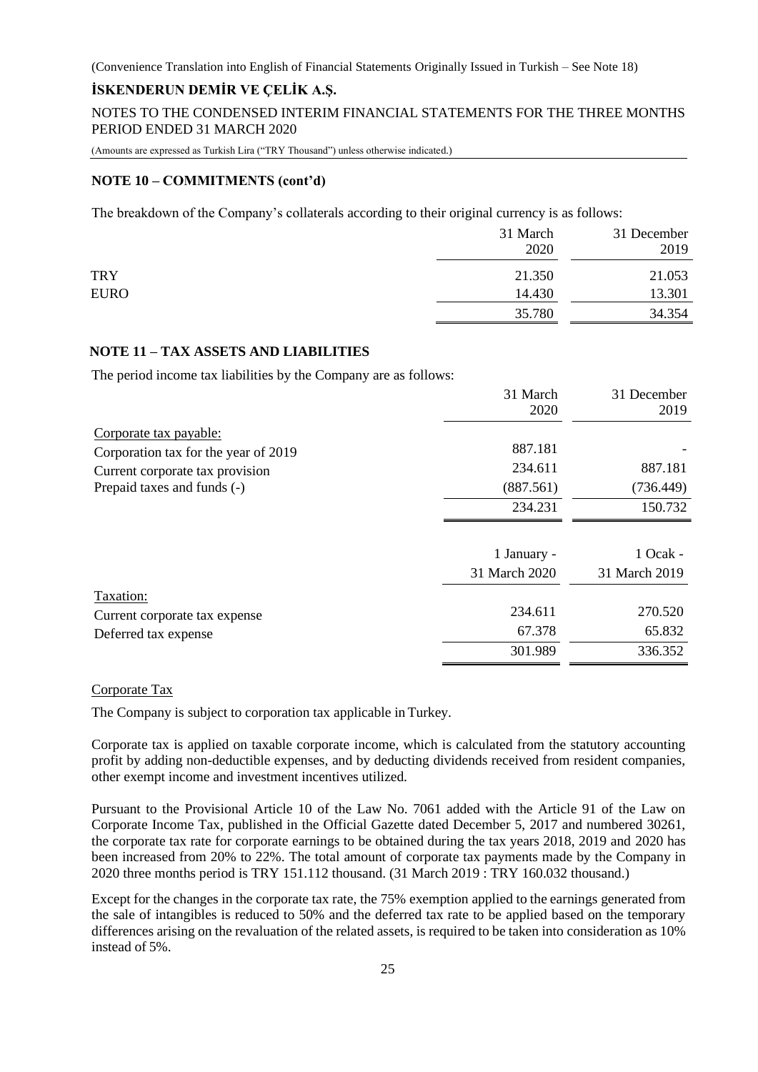## NOTE 10 – COMMITMENTS (cont'd)

The breakdown of the Company's collaterals according to their original currency is as follows:

| | 31 March 2020 | 31 December 2019 |
|---|---|---|
| TRY | 21.350 | 21.053 |
| EURO | 14.430 | 13.301 |
| | 35.780 | 34.354 |

## NOTE 11 – TAX ASSETS AND LIABILITIES

The period income tax liabilities by the Company are as follows:

| | 31 March 2020 | 31 December 2019 |
|---|---|---|
| Corporate tax payable: | | |
| Corporation tax for the year of 2019 | 887.181 | - |
| Current corporate tax provision | 234.611 | 887.181 |
| Prepaid taxes and funds (-) | (887.561) | (736.449) |
| | 234.231 | 150.732 |

| | 1 January - 31 March 2020 | 1 Ocak - 31 March 2019 |
|---|---|---|
| Taxation: | | |
| Current corporate tax expense | 234.611 | 270.520 |
| Deferred tax expense | 67.378 | 65.832 |
| | 301.989 | 336.352 |

Corporate Tax

The Company is subject to corporation tax applicable in Turkey.

Corporate tax is applied on taxable corporate income, which is calculated from the statutory accounting profit by adding non-deductible expenses, and by deducting dividends received from resident companies, other exempt income and investment incentives utilized.

Pursuant to the Provisional Article 10 of the Law No. 7061 added with the Article 91 of the Law on Corporate Income Tax, published in the Official Gazette dated December 5, 2017 and numbered 30261, the corporate tax rate for corporate earnings to be obtained during the tax years 2018, 2019 and 2020 has been increased from 20% to 22%. The total amount of corporate tax payments made by the Company in 2020 three months period is TRY 151.112 thousand. (31 March 2019 : TRY 160.032 thousand.)

Except for the changes in the corporate tax rate, the 75% exemption applied to the earnings generated from the sale of intangibles is reduced to 50% and the deferred tax rate to be applied based on the temporary differences arising on the revaluation of the related assets, is required to be taken into consideration as 10% instead of 5%.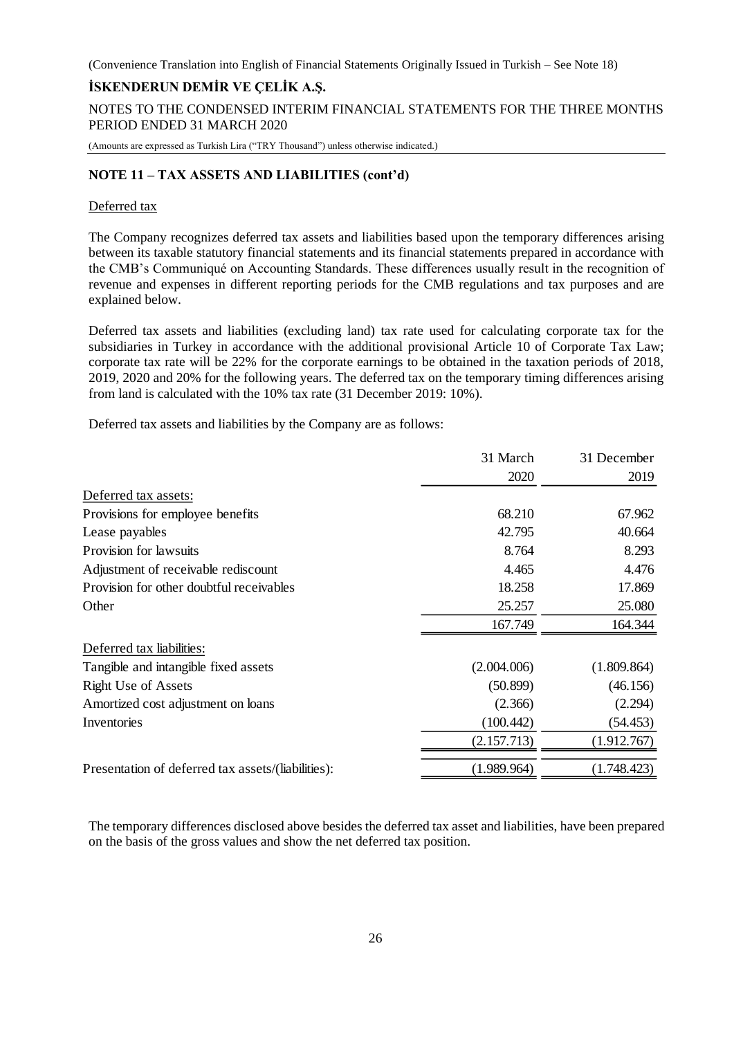## NOTE 11 – TAX ASSETS AND LIABILITIES (cont'd)

Deferred tax

The Company recognizes deferred tax assets and liabilities based upon the temporary differences arising between its taxable statutory financial statements and its financial statements prepared in accordance with the CMB's Communiqué on Accounting Standards. These differences usually result in the recognition of revenue and expenses in different reporting periods for the CMB regulations and tax purposes and are explained below.

Deferred tax assets and liabilities (excluding land) tax rate used for calculating corporate tax for the subsidiaries in Turkey in accordance with the additional provisional Article 10 of Corporate Tax Law; corporate tax rate will be 22% for the corporate earnings to be obtained in the taxation periods of 2018, 2019, 2020 and 20% for the following years. The deferred tax on the temporary timing differences arising from land is calculated with the 10% tax rate (31 December 2019: 10%).

Deferred tax assets and liabilities by the Company are as follows:

| | 31 March 2020 | 31 December 2019 |
|---|---|---|
| Deferred tax assets: | | |
| Provisions for employee benefits | 68.210 | 67.962 |
| Lease payables | 42.795 | 40.664 |
| Provision for lawsuits | 8.764 | 8.293 |
| Adjustment of receivable rediscount | 4.465 | 4.476 |
| Provision for other doubtful receivables | 18.258 | 17.869 |
| Other | 25.257 | 25.080 |
| | 167.749 | 164.344 |
| Deferred tax liabilities: | | |
| Tangible and intangible fixed assets | (2.004.006) | (1.809.864) |
| Right Use of Assets | (50.899) | (46.156) |
| Amortized cost adjustment on loans | (2.366) | (2.294) |
| Inventories | (100.442) | (54.453) |
| | (2.157.713) | (1.912.767) |
| Presentation of deferred tax assets/(liabilities): | (1.989.964) | (1.748.423) |

The temporary differences disclosed above besides the deferred tax asset and liabilities, have been prepared on the basis of the gross values and show the net deferred tax position.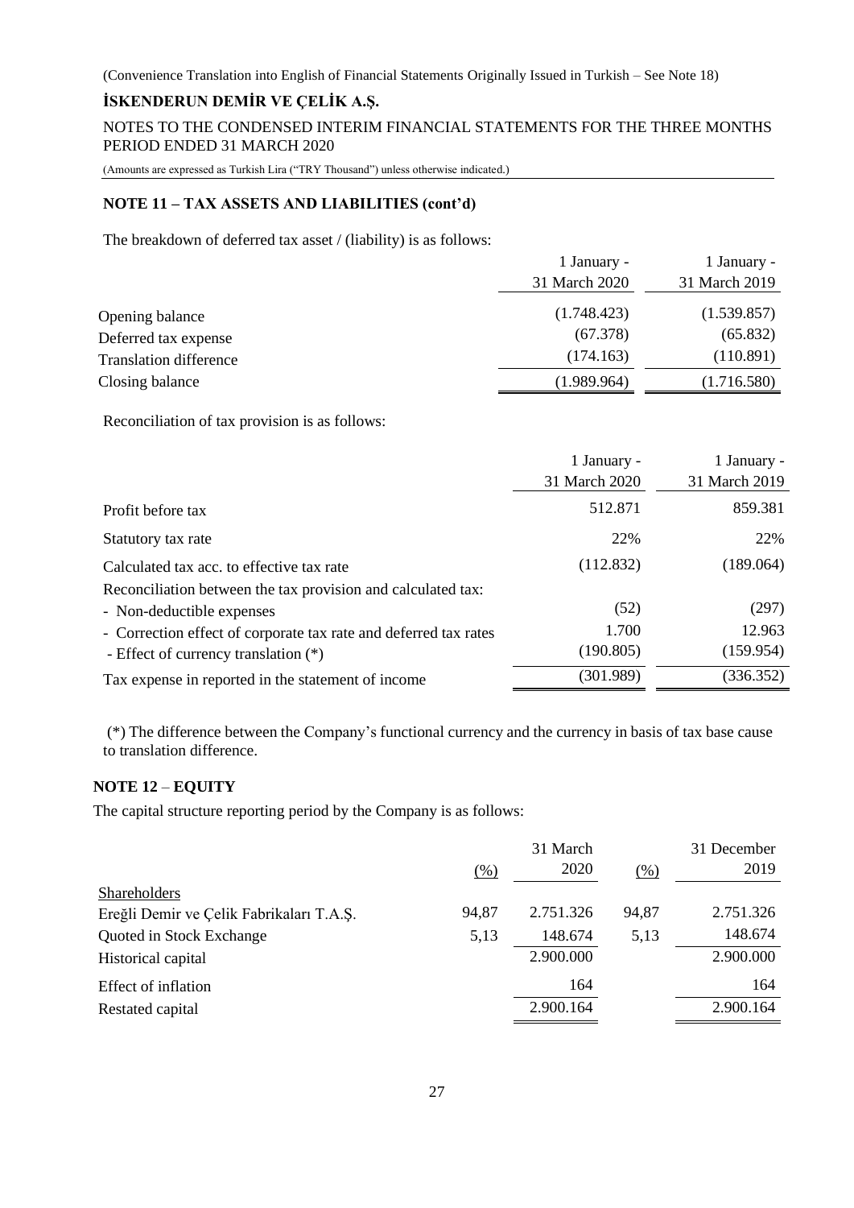(Convenience Translation into English of Financial Statements Originally Issued in Turkish – See Note 18)

**İSKENDERUN DEMİR VE ÇELİK A.Ş.**

NOTES TO THE CONDENSED INTERIM FINANCIAL STATEMENTS FOR THE THREE MONTHS PERIOD ENDED 31 MARCH 2020

(Amounts are expressed as Turkish Lira ("TRY Thousand") unless otherwise indicated.)

## NOTE 11 – TAX ASSETS AND LIABILITIES (cont'd)

The breakdown of deferred tax asset / (liability) is as follows:

| | 1 January - 31 March 2020 | 1 January - 31 March 2019 |
|---|---|---|
| Opening balance | (1.748.423) | (1.539.857) |
| Deferred tax expense | (67.378) | (65.832) |
| Translation difference | (174.163) | (110.891) |
| Closing balance | (1.989.964) | (1.716.580) |

Reconciliation of tax provision is as follows:

| | 1 January - 31 March 2020 | 1 January - 31 March 2019 |
|---|---|---|
| Profit before tax | 512.871 | 859.381 |
| Statutory tax rate | 22% | 22% |
| Calculated tax acc. to effective tax rate | (112.832) | (189.064) |
| Reconciliation between the tax provision and calculated tax: | | |
| - Non-deductible expenses | (52) | (297) |
| - Correction effect of corporate tax rate and deferred tax rates | 1.700 | 12.963 |
| - Effect of currency translation (*) | (190.805) | (159.954) |
| Tax expense in reported in the statement of income | (301.989) | (336.352) |

(*) The difference between the Company's functional currency and the currency in basis of tax base cause to translation difference.

## NOTE 12 – EQUITY

The capital structure reporting period by the Company is as follows:

| | (%) | 31 March 2020 | (%) | 31 December 2019 |
|---|---|---|---|---|
| Shareholders | | | | |
| Ereğli Demir ve Çelik Fabrikaları T.A.Ş. | 94,87 | 2.751.326 | 94,87 | 2.751.326 |
| Quoted in Stock Exchange | 5,13 | 148.674 | 5,13 | 148.674 |
| Historical capital | | 2.900.000 | | 2.900.000 |
| Effect of inflation | | 164 | | 164 |
| Restated capital | | 2.900.164 | | 2.900.164 |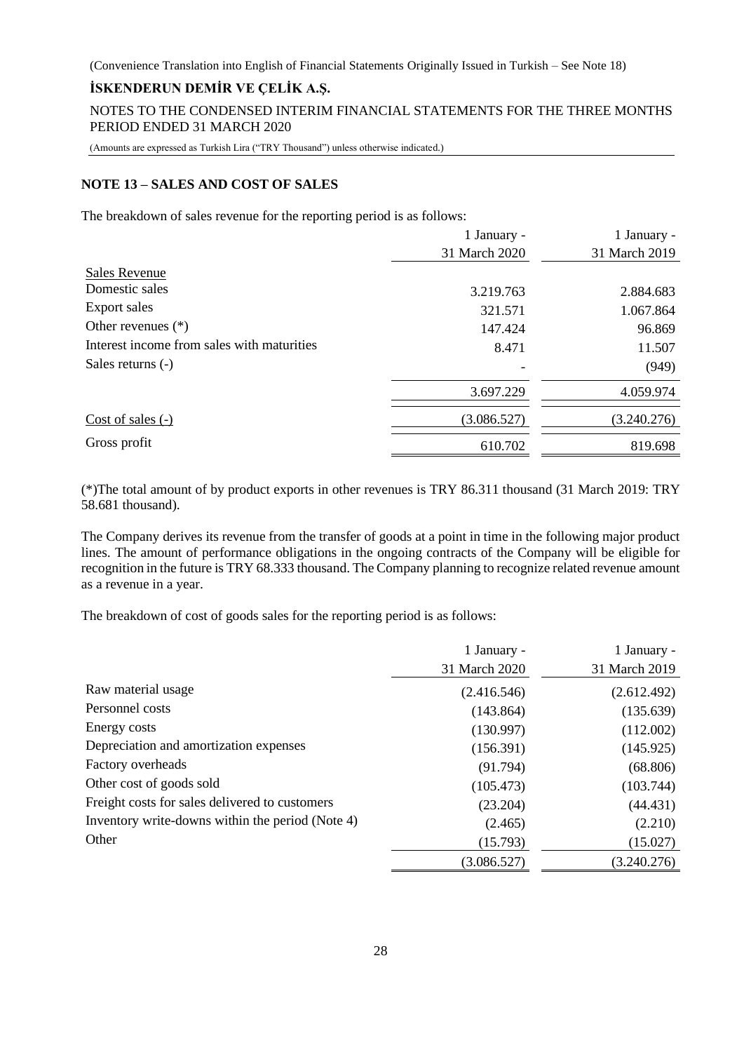## NOTE 13 – SALES AND COST OF SALES

The breakdown of sales revenue for the reporting period is as follows:

| | 1 January - 31 March 2020 | 1 January - 31 March 2019 |
|---|---|---|
| Sales Revenue | | |
| Domestic sales | 3.219.763 | 2.884.683 |
| Export sales | 321.571 | 1.067.864 |
| Other revenues (*) | 147.424 | 96.869 |
| Interest income from sales with maturities | 8.471 | 11.507 |
| Sales returns (-) | - | (949) |
| | 3.697.229 | 4.059.974 |
| Cost of sales (-) | (3.086.527) | (3.240.276) |
| Gross profit | 610.702 | 819.698 |

(*)The total amount of by product exports in other revenues is TRY 86.311 thousand (31 March 2019: TRY 58.681 thousand).

The Company derives its revenue from the transfer of goods at a point in time in the following major product lines. The amount of performance obligations in the ongoing contracts of the Company will be eligible for recognition in the future is TRY 68.333 thousand. The Company planning to recognize related revenue amount as a revenue in a year.

The breakdown of cost of goods sales for the reporting period is as follows:

| | 1 January - 31 March 2020 | 1 January - 31 March 2019 |
|---|---|---|
| Raw material usage | (2.416.546) | (2.612.492) |
| Personnel costs | (143.864) | (135.639) |
| Energy costs | (130.997) | (112.002) |
| Depreciation and amortization expenses | (156.391) | (145.925) |
| Factory overheads | (91.794) | (68.806) |
| Other cost of goods sold | (105.473) | (103.744) |
| Freight costs for sales delivered to customers | (23.204) | (44.431) |
| Inventory write-downs within the period (Note 4) | (2.465) | (2.210) |
| Other | (15.793) | (15.027) |
| | (3.086.527) | (3.240.276) |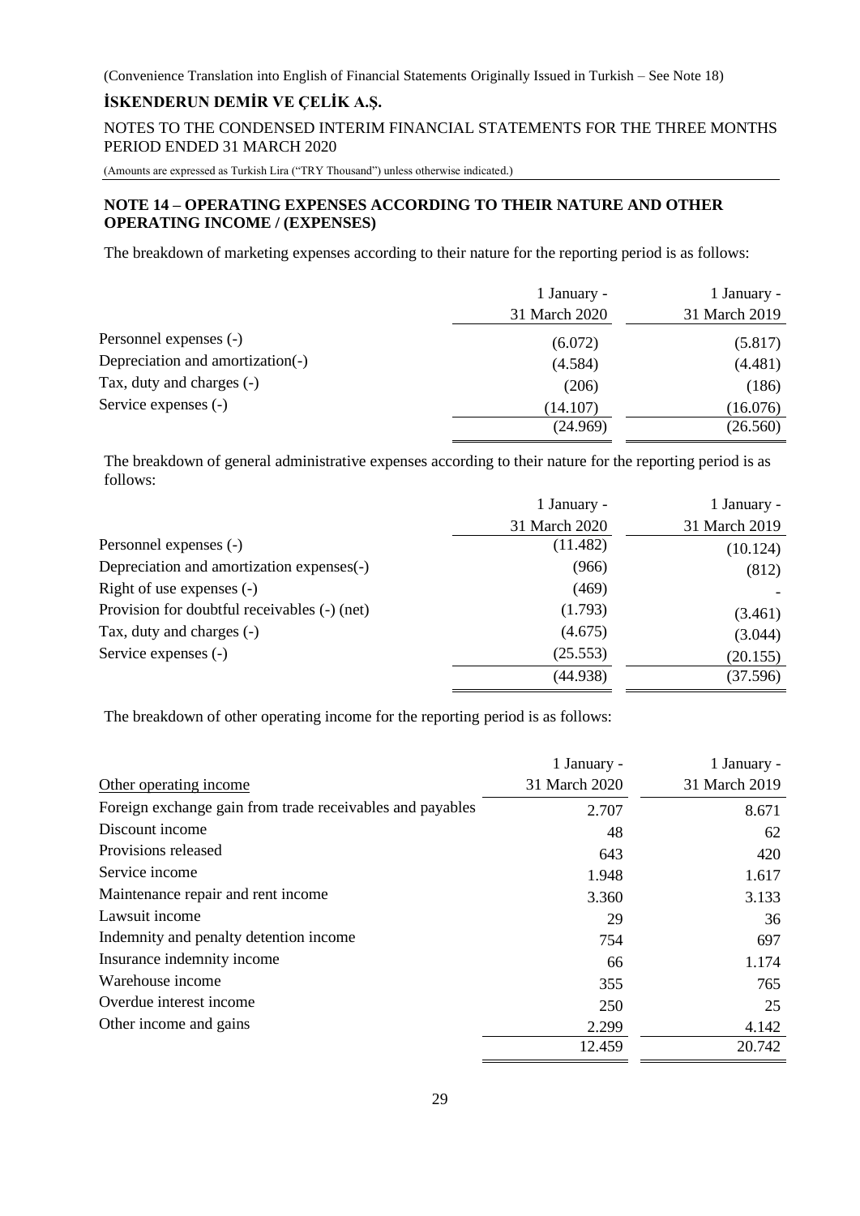(Convenience Translation into English of Financial Statements Originally Issued in Turkish – See Note 18)

**İSKENDERUN DEMİR VE ÇELİK A.Ş.**

NOTES TO THE CONDENSED INTERIM FINANCIAL STATEMENTS FOR THE THREE MONTHS PERIOD ENDED 31 MARCH 2020

(Amounts are expressed as Turkish Lira ("TRY Thousand") unless otherwise indicated.)

## NOTE 14 – OPERATING EXPENSES ACCORDING TO THEIR NATURE AND OTHER OPERATING INCOME / (EXPENSES)

The breakdown of marketing expenses according to their nature for the reporting period is as follows:

| | 1 January - 31 March 2020 | 1 January - 31 March 2019 |
|---|---|---|
| Personnel expenses (-) | (6.072) | (5.817) |
| Depreciation and amortization(-) | (4.584) | (4.481) |
| Tax, duty and charges (-) | (206) | (186) |
| Service expenses (-) | (14.107) | (16.076) |
| | (24.969) | (26.560) |

The breakdown of general administrative expenses according to their nature for the reporting period is as follows:

| | 1 January - 31 March 2020 | 1 January - 31 March 2019 |
|---|---|---|
| Personnel expenses (-) | (11.482) | (10.124) |
| Depreciation and amortization expenses(-) | (966) | (812) |
| Right of use expenses (-) | (469) | - |
| Provision for doubtful receivables (-) (net) | (1.793) | (3.461) |
| Tax, duty and charges (-) | (4.675) | (3.044) |
| Service expenses (-) | (25.553) | (20.155) |
| | (44.938) | (37.596) |

The breakdown of other operating income for the reporting period is as follows:

| Other operating income | 1 January - 31 March 2020 | 1 January - 31 March 2019 |
|---|---|---|
| Foreign exchange gain from trade receivables and payables | 2.707 | 8.671 |
| Discount income | 48 | 62 |
| Provisions released | 643 | 420 |
| Service income | 1.948 | 1.617 |
| Maintenance repair and rent income | 3.360 | 3.133 |
| Lawsuit income | 29 | 36 |
| Indemnity and penalty detention income | 754 | 697 |
| Insurance indemnity income | 66 | 1.174 |
| Warehouse income | 355 | 765 |
| Overdue interest income | 250 | 25 |
| Other income and gains | 2.299 | 4.142 |
| | 12.459 | 20.742 |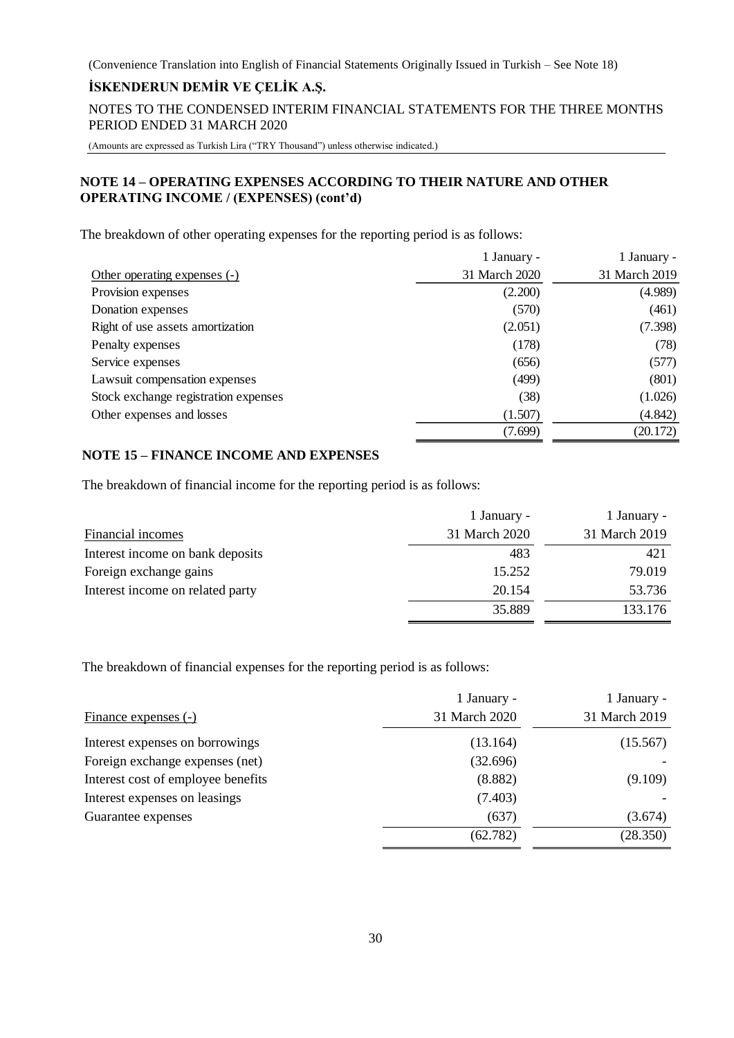## NOTE 14 – OPERATING EXPENSES ACCORDING TO THEIR NATURE AND OTHER OPERATING INCOME / (EXPENSES) (cont'd)

The breakdown of other operating expenses for the reporting period is as follows:

| Other operating expenses (-) | 1 January - 31 March 2020 | 1 January - 31 March 2019 |
|---|---|---|
| Provision expenses | (2.200) | (4.989) |
| Donation expenses | (570) | (461) |
| Right of use assets amortization | (2.051) | (7.398) |
| Penalty expenses | (178) | (78) |
| Service expenses | (656) | (577) |
| Lawsuit compensation expenses | (499) | (801) |
| Stock exchange registration expenses | (38) | (1.026) |
| Other expenses and losses | (1.507) | (4.842) |
| | (7.699) | (20.172) |

## NOTE 15 – FINANCE INCOME AND EXPENSES

The breakdown of financial income for the reporting period is as follows:

| Financial incomes | 1 January - 31 March 2020 | 1 January - 31 March 2019 |
|---|---|---|
| Interest income on bank deposits | 483 | 421 |
| Foreign exchange gains | 15.252 | 79.019 |
| Interest income on related party | 20.154 | 53.736 |
| | 35.889 | 133.176 |

The breakdown of financial expenses for the reporting period is as follows:

| Finance expenses (-) | 1 January - 31 March 2020 | 1 January - 31 March 2019 |
|---|---|---|
| Interest expenses on borrowings | (13.164) | (15.567) |
| Foreign exchange expenses (net) | (32.696) | - |
| Interest cost of employee benefits | (8.882) | (9.109) |
| Interest expenses on leasings | (7.403) | - |
| Guarantee expenses | (637) | (3.674) |
| | (62.782) | (28.350) |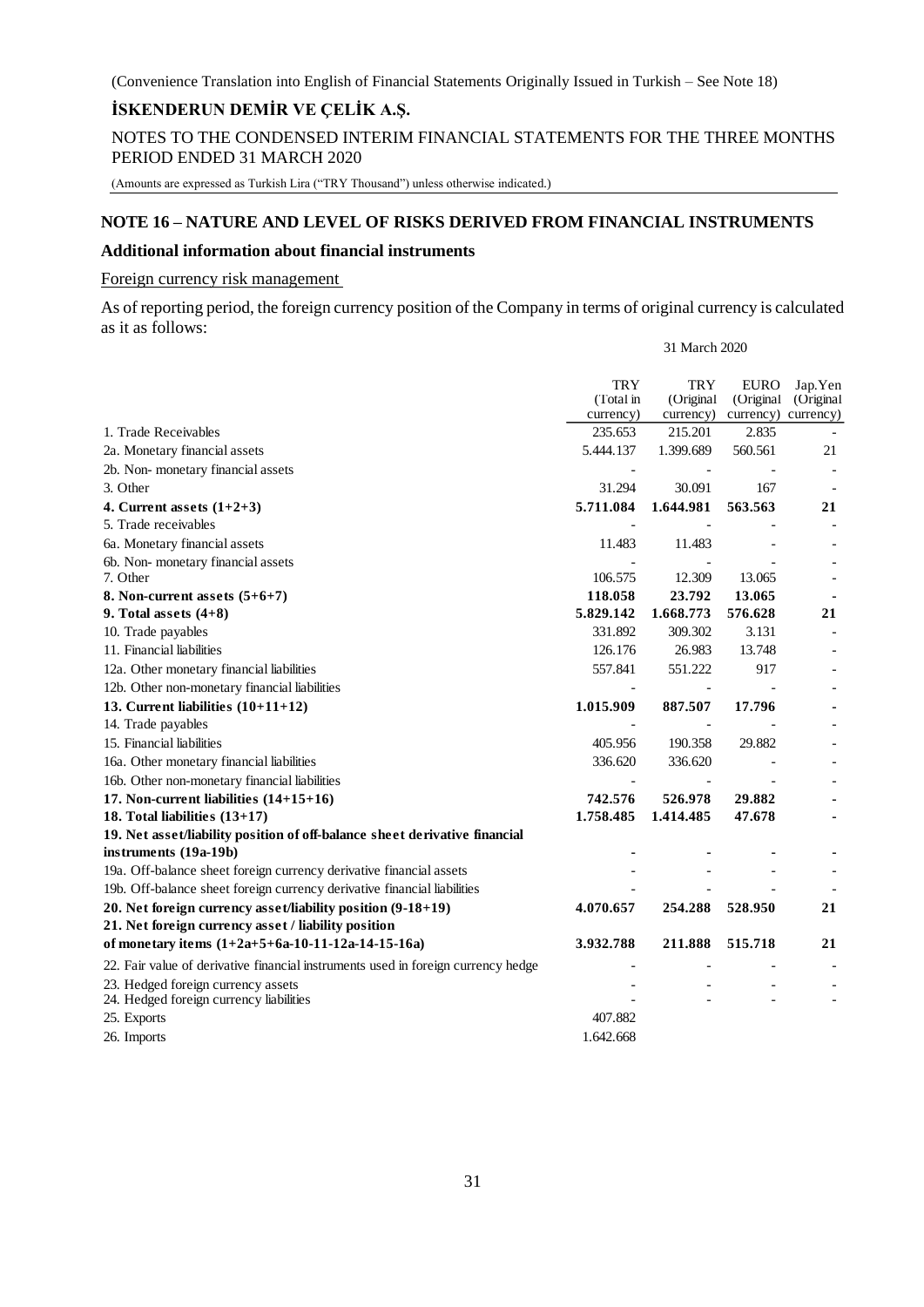## NOTE 16 – NATURE AND LEVEL OF RISKS DERIVED FROM FINANCIAL INSTRUMENTS

### Additional information about financial instruments

Foreign currency risk management

As of reporting period, the foreign currency position of the Company in terms of original currency is calculated as it as follows:

| | 31 March 2020 | | | |
|---|---|---|---|---|
| | TRY (Total in currency) | TRY (Original currency) | EURO (Original currency) | Jap.Yen (Original currency) |
| 1. Trade Receivables | 235.653 | 215.201 | 2.835 | - |
| 2a. Monetary financial assets | 5.444.137 | 1.399.689 | 560.561 | 21 |
| 2b. Non- monetary financial assets | - | - | - | - |
| 3. Other | 31.294 | 30.091 | 167 | - |
| **4. Current assets (1+2+3)** | **5.711.084** | **1.644.981** | **563.563** | **21** |
| 5. Trade receivables | - | - | - | - |
| 6a. Monetary financial assets | 11.483 | 11.483 | - | - |
| 6b. Non- monetary financial assets | - | - | - | - |
| 7. Other | 106.575 | 12.309 | 13.065 | - |
| **8. Non-current assets (5+6+7)** | **118.058** | **23.792** | **13.065** | **-** |
| **9. Total assets (4+8)** | **5.829.142** | **1.668.773** | **576.628** | **21** |
| 10. Trade payables | 331.892 | 309.302 | 3.131 | - |
| 11. Financial liabilities | 126.176 | 26.983 | 13.748 | - |
| 12a. Other monetary financial liabilities | 557.841 | 551.222 | 917 | - |
| 12b. Other non-monetary financial liabilities | - | - | - | - |
| **13. Current liabilities (10+11+12)** | **1.015.909** | **887.507** | **17.796** | **-** |
| 14. Trade payables | - | - | - | - |
| 15. Financial liabilities | 405.956 | 190.358 | 29.882 | - |
| 16a. Other monetary financial liabilities | 336.620 | 336.620 | - | - |
| 16b. Other non-monetary financial liabilities | - | - | - | - |
| **17. Non-current liabilities (14+15+16)** | **742.576** | **526.978** | **29.882** | **-** |
| **18. Total liabilities (13+17)** | **1.758.485** | **1.414.485** | **47.678** | **-** |
| **19. Net asset/liability position of off-balance sheet derivative financial instruments (19a-19b)** | **-** | **-** | **-** | **-** |
| 19a. Off-balance sheet foreign currency derivative financial assets | - | - | - | - |
| 19b. Off-balance sheet foreign currency derivative financial liabilities | - | - | - | - |
| **20. Net foreign currency asset/liability position (9-18+19)** | **4.070.657** | **254.288** | **528.950** | **21** |
| **21. Net foreign currency asset / liability position of monetary items (1+2a+5+6a-10-11-12a-14-15-16a)** | **3.932.788** | **211.888** | **515.718** | **21** |
| 22. Fair value of derivative financial instruments used in foreign currency hedge | - | - | - | - |
| 23. Hedged foreign currency assets | - | - | - | - |
| 24. Hedged foreign currency liabilities | - | - | - | - |
| 25. Exports | 407.882 | | | |
| 26. Imports | 1.642.668 | | | |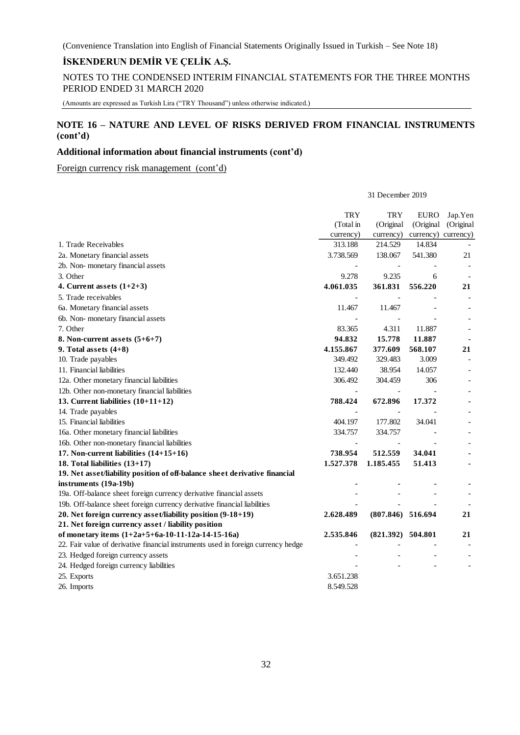(Convenience Translation into English of Financial Statements Originally Issued in Turkish – See Note 18)

**İSKENDERUN DEMİR VE ÇELİK A.Ş.**

NOTES TO THE CONDENSED INTERIM FINANCIAL STATEMENTS FOR THE THREE MONTHS PERIOD ENDED 31 MARCH 2020

(Amounts are expressed as Turkish Lira ("TRY Thousand") unless otherwise indicated.)

## NOTE 16 – NATURE AND LEVEL OF RISKS DERIVED FROM FINANCIAL INSTRUMENTS (cont'd)

### Additional information about financial instruments (cont'd)

Foreign currency risk management (cont'd)

| | 31 December 2019 | | | |
|---|---|---|---|---|
| | TRY (Total in currency) | TRY (Original currency) | EURO (Original currency) | Jap.Yen (Original currency) |
| 1. Trade Receivables | 313.188 | 214.529 | 14.834 | - |
| 2a. Monetary financial assets | 3.738.569 | 138.067 | 541.380 | 21 |
| 2b. Non- monetary financial assets | - | - | - | - |
| 3. Other | 9.278 | 9.235 | 6 | - |
| **4. Current assets (1+2+3)** | **4.061.035** | **361.831** | **556.220** | **21** |
| 5. Trade receivables | - | - | - | - |
| 6a. Monetary financial assets | 11.467 | 11.467 | - | - |
| 6b. Non- monetary financial assets | - | - | - | - |
| 7. Other | 83.365 | 4.311 | 11.887 | - |
| **8. Non-current assets (5+6+7)** | **94.832** | **15.778** | **11.887** | **-** |
| **9. Total assets (4+8)** | **4.155.867** | **377.609** | **568.107** | **21** |
| 10. Trade payables | 349.492 | 329.483 | 3.009 | - |
| 11. Financial liabilities | 132.440 | 38.954 | 14.057 | - |
| 12a. Other monetary financial liabilities | 306.492 | 304.459 | 306 | - |
| 12b. Other non-monetary financial liabilities | - | - | - | - |
| **13. Current liabilities (10+11+12)** | **788.424** | **672.896** | **17.372** | **-** |
| 14. Trade payables | - | - | - | - |
| 15. Financial liabilities | 404.197 | 177.802 | 34.041 | - |
| 16a. Other monetary financial liabilities | 334.757 | 334.757 | - | - |
| 16b. Other non-monetary financial liabilities | - | - | - | - |
| **17. Non-current liabilities (14+15+16)** | **738.954** | **512.559** | **34.041** | **-** |
| **18. Total liabilities (13+17)** | **1.527.378** | **1.185.455** | **51.413** | **-** |
| **19. Net asset/liability position of off-balance sheet derivative financial instruments (19a-19b)** | **-** | **-** | **-** | **-** |
| 19a. Off-balance sheet foreign currency derivative financial assets | - | - | - | - |
| 19b. Off-balance sheet foreign currency derivative financial liabilities | - | - | - | - |
| **20. Net foreign currency asset/liability position (9-18+19)** | **2.628.489** | **(807.846)** | **516.694** | **21** |
| **21. Net foreign currency asset / liability position of monetary items (1+2a+5+6a-10-11-12a-14-15-16a)** | **2.535.846** | **(821.392)** | **504.801** | **21** |
| 22. Fair value of derivative financial instruments used in foreign currency hedge | - | - | - | - |
| 23. Hedged foreign currency assets | - | - | - | - |
| 24. Hedged foreign currency liabilities | - | - | - | - |
| 25. Exports | 3.651.238 | | | |
| 26. Imports | 8.549.528 | | | |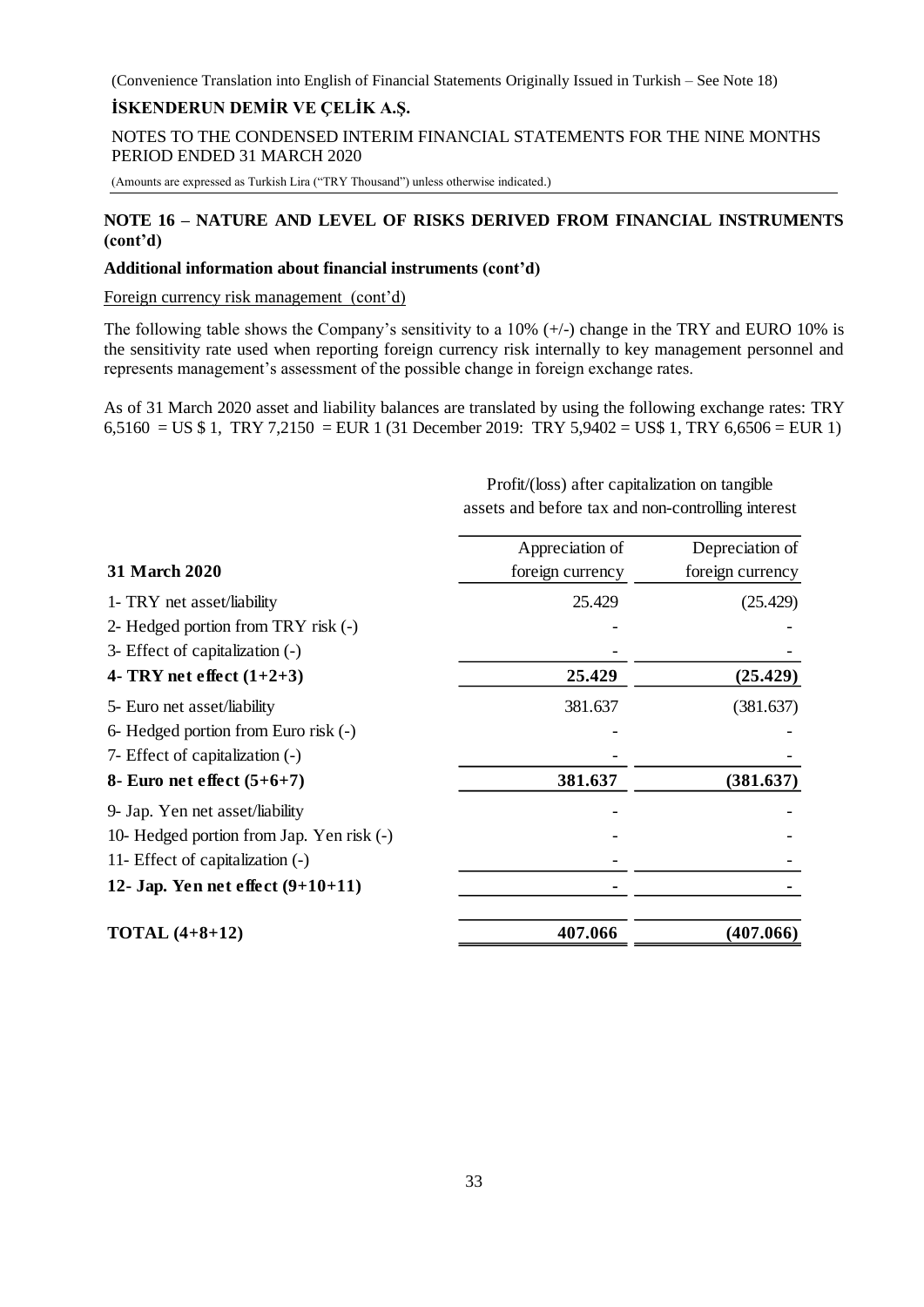## NOTE 16 – NATURE AND LEVEL OF RISKS DERIVED FROM FINANCIAL INSTRUMENTS (cont'd)

### Additional information about financial instruments (cont'd)

Foreign currency risk management (cont'd)

The following table shows the Company's sensitivity to a 10% (+/-) change in the TRY and EURO 10% is the sensitivity rate used when reporting foreign currency risk internally to key management personnel and represents management's assessment of the possible change in foreign exchange rates.

As of 31 March 2020 asset and liability balances are translated by using the following exchange rates: TRY 6,5160 = US \$ 1, TRY 7,2150 = EUR 1 (31 December 2019: TRY 5,9402 = US\$ 1, TRY 6,6506 = EUR 1)

| | Profit/(loss) after capitalization on tangible assets and before tax and non-controlling interest | |
|---|---|---|
| **31 March 2020** | Appreciation of foreign currency | Depreciation of foreign currency |
| 1- TRY net asset/liability | 25.429 | (25.429) |
| 2- Hedged portion from TRY risk (-) | - | - |
| 3- Effect of capitalization (-) | - | - |
| **4- TRY net effect (1+2+3)** | **25.429** | **(25.429)** |
| 5- Euro net asset/liability | 381.637 | (381.637) |
| 6- Hedged portion from Euro risk (-) | - | - |
| 7- Effect of capitalization (-) | - | - |
| **8- Euro net effect (5+6+7)** | **381.637** | **(381.637)** |
| 9- Jap. Yen net asset/liability | - | - |
| 10- Hedged portion from Jap. Yen risk (-) | - | - |
| 11- Effect of capitalization (-) | - | - |
| **12- Jap. Yen net effect (9+10+11)** | **-** | **-** |
| **TOTAL (4+8+12)** | **407.066** | **(407.066)** |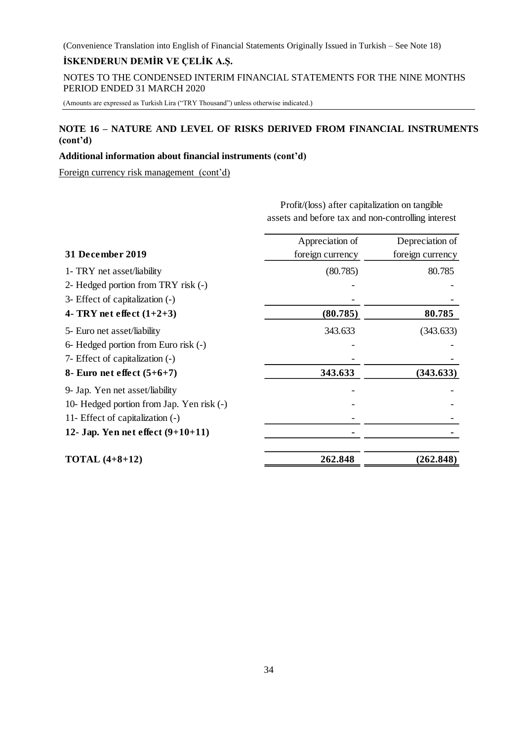## NOTE 16 – NATURE AND LEVEL OF RISKS DERIVED FROM FINANCIAL INSTRUMENTS (cont'd)

**Additional information about financial instruments (cont'd)**

Foreign currency risk management (cont'd)

| | Profit/(loss) after capitalization on tangible assets and before tax and non-controlling interest | |
|---|---|---|
| **31 December 2019** | Appreciation of foreign currency | Depreciation of foreign currency |
| 1- TRY net asset/liability | (80.785) | 80.785 |
| 2- Hedged portion from TRY risk (-) | - | - |
| 3- Effect of capitalization (-) | - | - |
| **4- TRY net effect (1+2+3)** | **(80.785)** | **80.785** |
| 5- Euro net asset/liability | 343.633 | (343.633) |
| 6- Hedged portion from Euro risk (-) | - | - |
| 7- Effect of capitalization (-) | - | - |
| **8- Euro net effect (5+6+7)** | **343.633** | **(343.633)** |
| 9- Jap. Yen net asset/liability | - | - |
| 10- Hedged portion from Jap. Yen risk (-) | - | - |
| 11- Effect of capitalization (-) | - | - |
| **12- Jap. Yen net effect (9+10+11)** | **-** | **-** |
| **TOTAL (4+8+12)** | **262.848** | **(262.848)** |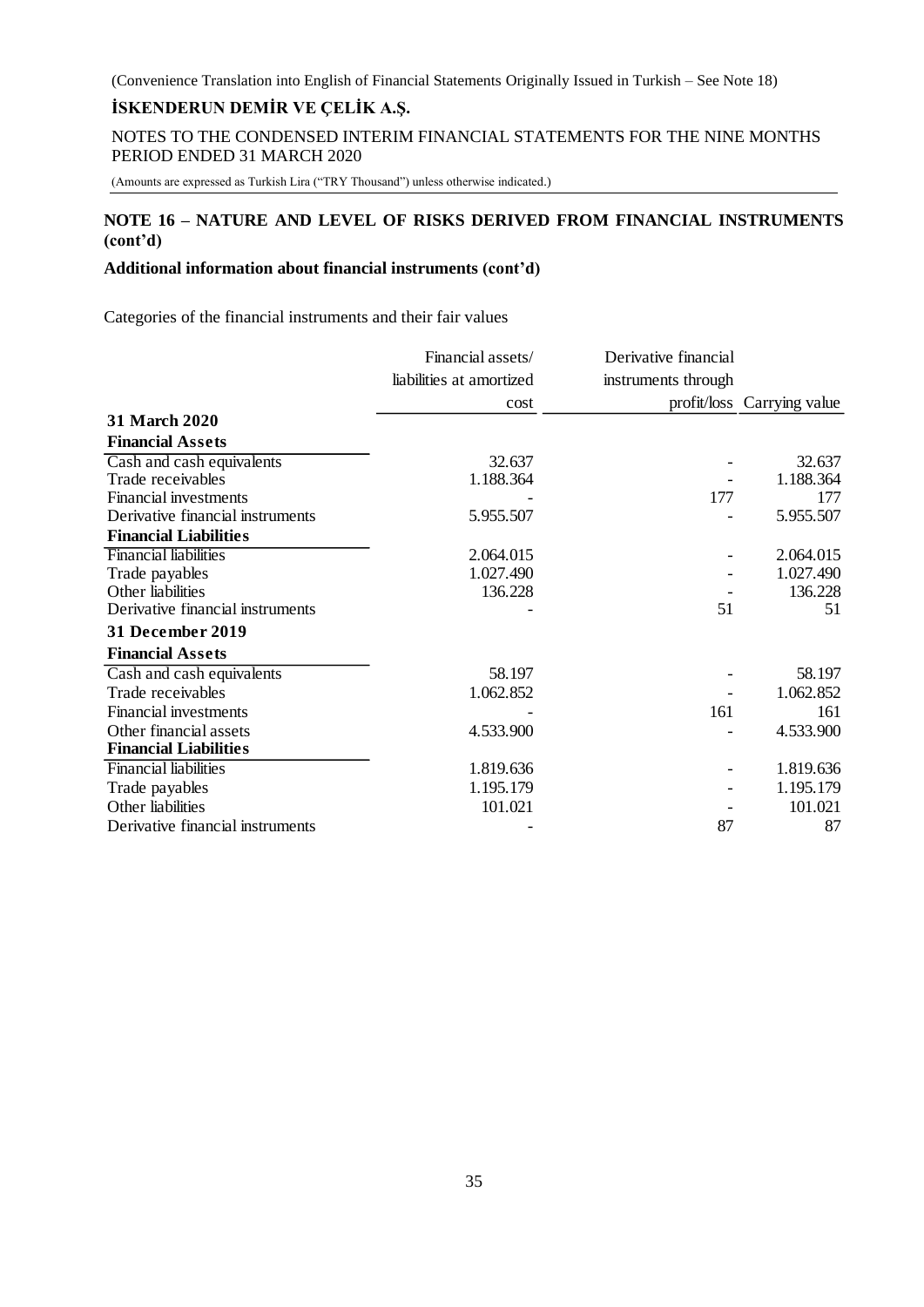(Convenience Translation into English of Financial Statements Originally Issued in Turkish – See Note 18)

**İSKENDERUN DEMİR VE ÇELİK A.Ş.**

NOTES TO THE CONDENSED INTERIM FINANCIAL STATEMENTS FOR THE NINE MONTHS PERIOD ENDED 31 MARCH 2020

(Amounts are expressed as Turkish Lira ("TRY Thousand") unless otherwise indicated.)

## NOTE 16 – NATURE AND LEVEL OF RISKS DERIVED FROM FINANCIAL INSTRUMENTS (cont'd)

### Additional information about financial instruments (cont'd)

Categories of the financial instruments and their fair values

| | Financial assets/ liabilities at amortized cost | Derivative financial instruments through profit/loss | Carrying value |
|---|---|---|---|
| **31 March 2020** | | | |
| **Financial Assets** | | | |
| Cash and cash equivalents | 32.637 | - | 32.637 |
| Trade receivables | 1.188.364 | - | 1.188.364 |
| Financial investments | - | 177 | 177 |
| Derivative financial instruments | 5.955.507 | - | 5.955.507 |
| **Financial Liabilities** | | | |
| Financial liabilities | 2.064.015 | - | 2.064.015 |
| Trade payables | 1.027.490 | - | 1.027.490 |
| Other liabilities | 136.228 | - | 136.228 |
| Derivative financial instruments | - | 51 | 51 |
| **31 December 2019** | | | |
| **Financial Assets** | | | |
| Cash and cash equivalents | 58.197 | - | 58.197 |
| Trade receivables | 1.062.852 | - | 1.062.852 |
| Financial investments | - | 161 | 161 |
| Other financial assets | 4.533.900 | - | 4.533.900 |
| **Financial Liabilities** | | | |
| Financial liabilities | 1.819.636 | - | 1.819.636 |
| Trade payables | 1.195.179 | - | 1.195.179 |
| Other liabilities | 101.021 | - | 101.021 |
| Derivative financial instruments | - | 87 | 87 |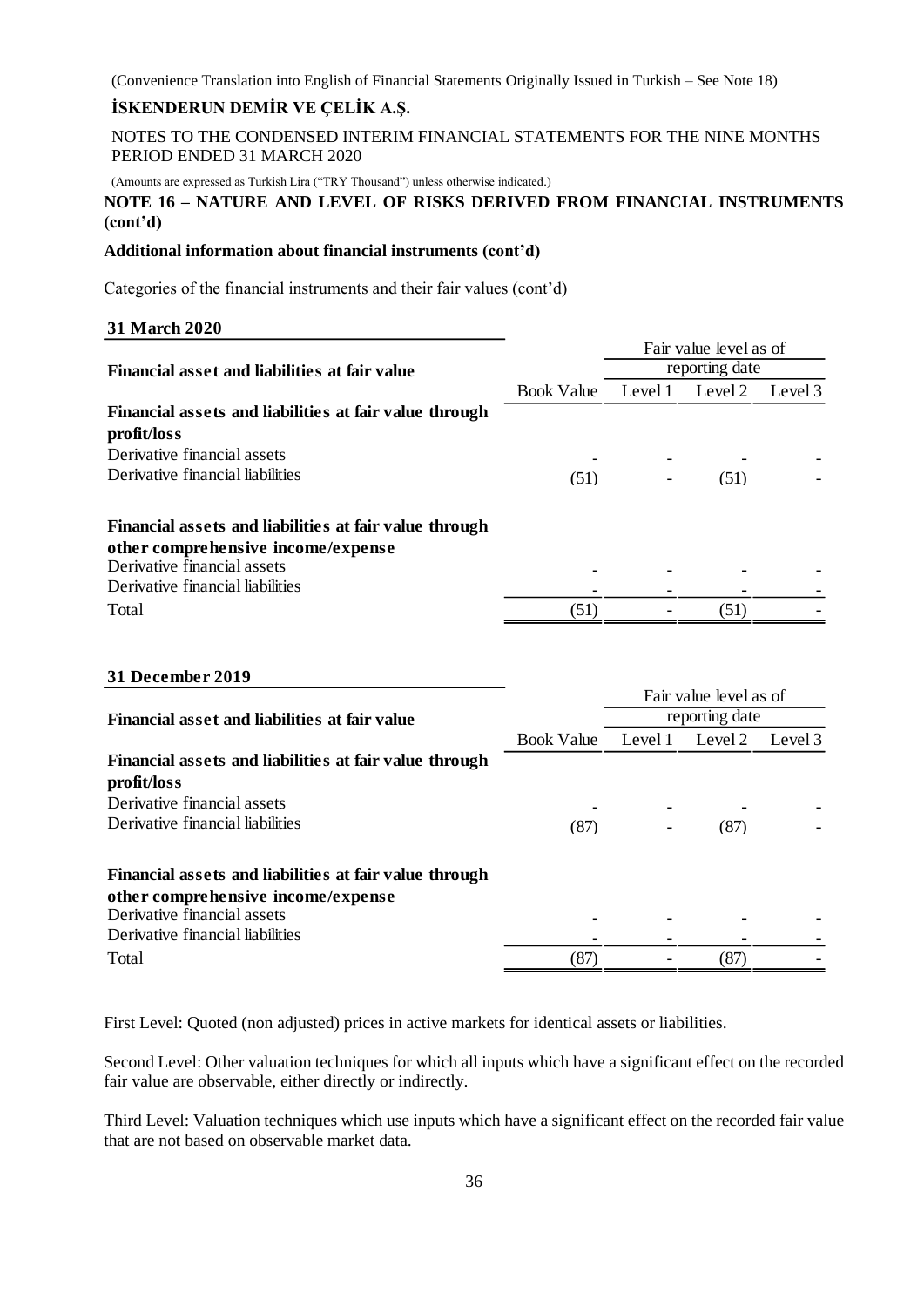(Convenience Translation into English of Financial Statements Originally Issued in Turkish – See Note 18)

**İSKENDERUN DEMİR VE ÇELİK A.Ş.**

NOTES TO THE CONDENSED INTERIM FINANCIAL STATEMENTS FOR THE NINE MONTHS PERIOD ENDED 31 MARCH 2020

(Amounts are expressed as Turkish Lira ("TRY Thousand") unless otherwise indicated.)

## NOTE 16 – NATURE AND LEVEL OF RISKS DERIVED FROM FINANCIAL INSTRUMENTS (cont'd)

**Additional information about financial instruments (cont'd)**

Categories of the financial instruments and their fair values (cont'd)

**31 March 2020**

| Financial asset and liabilities at fair value | | Fair value level as of reporting date | | |
|---|---|---|---|---|
| | Book Value | Level 1 | Level 2 | Level 3 |
| **Financial assets and liabilities at fair value through profit/loss** | | | | |
| Derivative financial assets | - | - | - | - |
| Derivative financial liabilities | (51) | - | (51) | - |
| **Financial assets and liabilities at fair value through other comprehensive income/expense** | | | | |
| Derivative financial assets | - | - | - | - |
| Derivative financial liabilities | - | - | - | - |
| Total | (51) | - | (51) | - |

**31 December 2019**

| Financial asset and liabilities at fair value | | Fair value level as of reporting date | | |
|---|---|---|---|---|
| | Book Value | Level 1 | Level 2 | Level 3 |
| **Financial assets and liabilities at fair value through profit/loss** | | | | |
| Derivative financial assets | - | - | - | - |
| Derivative financial liabilities | (87) | - | (87) | - |
| **Financial assets and liabilities at fair value through other comprehensive income/expense** | | | | |
| Derivative financial assets | - | - | - | - |
| Derivative financial liabilities | - | - | - | - |
| Total | (87) | - | (87) | - |

First Level: Quoted (non adjusted) prices in active markets for identical assets or liabilities.

Second Level: Other valuation techniques for which all inputs which have a significant effect on the recorded fair value are observable, either directly or indirectly.

Third Level: Valuation techniques which use inputs which have a significant effect on the recorded fair value that are not based on observable market data.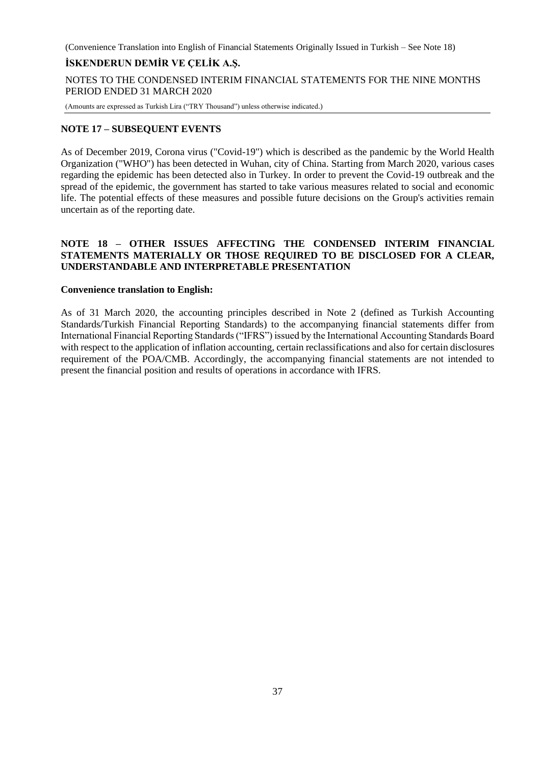## NOTE 17 – SUBSEQUENT EVENTS

As of December 2019, Corona virus ("Covid-19") which is described as the pandemic by the World Health Organization ("WHO") has been detected in Wuhan, city of China. Starting from March 2020, various cases regarding the epidemic has been detected also in Turkey. In order to prevent the Covid-19 outbreak and the spread of the epidemic, the government has started to take various measures related to social and economic life. The potential effects of these measures and possible future decisions on the Group's activities remain uncertain as of the reporting date.

## NOTE 18 – OTHER ISSUES AFFECTING THE CONDENSED INTERIM FINANCIAL STATEMENTS MATERIALLY OR THOSE REQUIRED TO BE DISCLOSED FOR A CLEAR, UNDERSTANDABLE AND INTERPRETABLE PRESENTATION

**Convenience translation to English:**

As of 31 March 2020, the accounting principles described in Note 2 (defined as Turkish Accounting Standards/Turkish Financial Reporting Standards) to the accompanying financial statements differ from International Financial Reporting Standards ("IFRS") issued by the International Accounting Standards Board with respect to the application of inflation accounting, certain reclassifications and also for certain disclosures requirement of the POA/CMB. Accordingly, the accompanying financial statements are not intended to present the financial position and results of operations in accordance with IFRS.